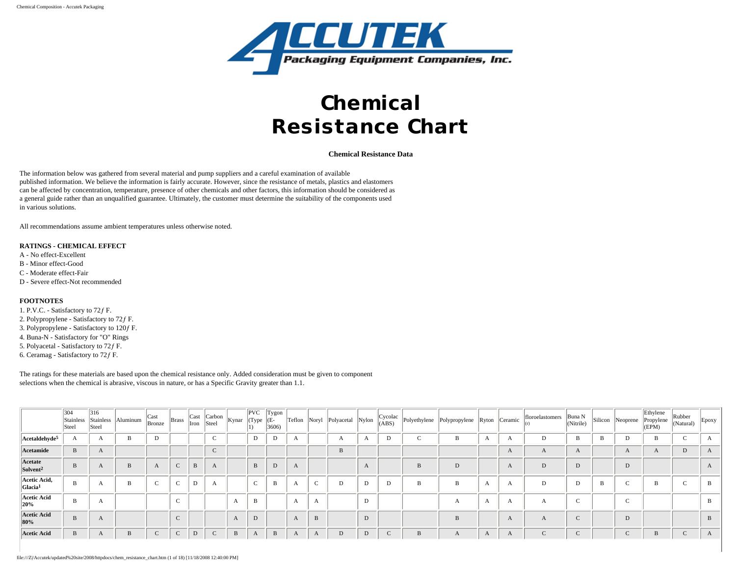# Chemical Resistance Chart

**Chemical Resistance Data**

The information below was gathered from several material and pump suppliers and a careful examination of available published information. We believe the information is fairly accurate. However, since the resistance of metals, plastics and elastomers can be affected by concentration, temperature, presence of other chemicals and other factors, this information should be considered as a general guide rather than an unqualified guarantee. Ultimately, the customer must determine the suitability of the components used in various solutions.

All recommendations assume ambient temperatures unless otherwise noted.

**RATINGS - CHEMICAL EFFECT**

A - No effect-Excellent
B - Minor effect-Good
C - Moderate effect-Fair
D - Severe effect-Not recommended

**FOOTNOTES**

1. P.V.C. - Satisfactory to 72ƒ F.
2. Polypropylene - Satisfactory to 72ƒ F.
3. Polypropylene - Satisfactory to 120ƒ F.
4. Buna-N - Satisfactory for "O" Rings
5. Polyacetal - Satisfactory to 72ƒ F.
6. Ceramag - Satisfactory to 72ƒ F.

The ratings for these materials are based upon the chemical resistance only. Added consideration must be given to component selections when the chemical is abrasive, viscous in nature, or has a Specific Gravity greater than 1.1.

| | 304 Stainless Steel | 316 Stainless Steel | Aluminum | Cast Bronze | Brass | Cast Iron | Carbon Steel | Kynar | PVC (Type 1) | Tygon (E-3606) | Teflon | Noryl | Polyacetal | Nylon | Cycolac (ABS) | Polyethylene | Polypropylene | Ryton | Ceramic | floroelastomers (r) | Buna N (Nitrile) | Silicon | Neoprene | Ethylene Propylene (EPM) | Rubber (Natural) | Epoxy |
|---|---|---|---|---|---|---|---|---|---|---|---|---|---|---|---|---|---|---|---|---|---|---|---|---|---|---|
| **Acetaldehyde[5]** | A | A | B | D | | | C | | D | D | A | | A | A | D | C | B | A | A | D | B | B | D | B | C | A |
| **Acetamide** | B | A | | | | | C | | | | | | B | | | | | | A | A | A | | A | A | D | A |
| **Acetate Solvent[2]** | B | A | B | A | C | B | A | | B | D | A | | | A | | B | D | | A | D | D | | D | | | A |
| **Acetic Acid, Glacia[1]** | B | A | B | C | C | D | A | | C | B | A | C | D | D | D | B | B | A | A | D | D | B | C | B | C | B |
| **Acetic Acid 20%** | B | A | | | C | | | A | B | | A | A | | D | | | A | A | A | A | C | | C | | | B |
| **Acetic Acid 80%** | B | A | | | C | | | A | D | | A | B | | D | | | B | | A | A | C | | D | | | B |
| **Acetic Acid** | B | A | B | C | C | D | C | B | A | B | A | A | D | D | C | B | A | A | A | C | C | | C | B | C | A |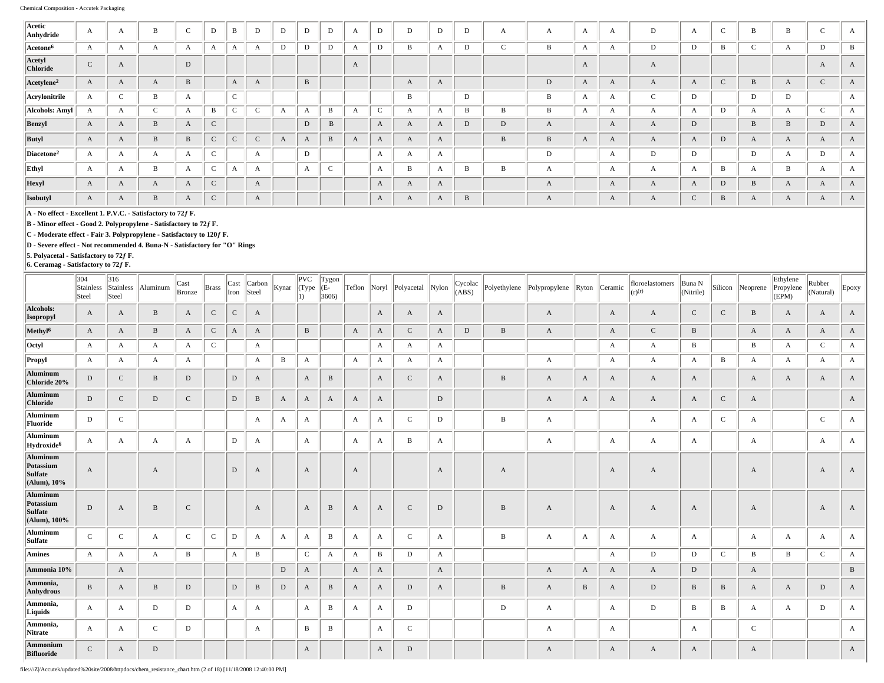| | 304 Stainless Steel | 316 Stainless Steel | Aluminum | Cast Bronze | Brass | Cast Iron | Carbon Steel | Kynar | PVC (Type 1) | Tygon (E-3606) | Teflon | Noryl | Polyacetal | Nylon | Cycolac (ABS) | Polyethylene | Polypropylene | Ryton | Ceramic | floroelastomers (r)(r) | Buna N (Nitrile) | Silicon | Neoprene | Ethylene Propylene (EPM) | Rubber (Natural) | Epoxy |
|---|---|---|---|---|---|---|---|---|---|---|---|---|---|---|---|---|---|---|---|---|---|---|---|---|---|---|
| **Acetic Anhydride** | A | A | B | C | D | B | D | D | D | D | A | D | D | D | D | A | A | A | A | D | A | C | B | B | C | A |
| **Acetone[6]** | A | A | A | A | A | A | A | D | D | D | A | D | B | A | D | C | B | A | A | D | D | B | C | A | D | B |
| **Acetyl Chloride** | C | A | | D | | | | | | | A | | | | | | | A | | A | | | | | A | A |
| **Acetylene[2]** | A | A | A | B | | A | A | | B | | | | A | A | | | D | A | A | A | A | C | B | A | C | A |
| **Acrylonitrile** | A | C | B | A | | C | | | | | | | B | | D | | B | A | A | C | D | | D | D | | A |
| **Alcohols: Amyl** | A | A | C | A | B | C | C | A | A | B | A | C | A | A | B | B | B | A | A | A | A | D | A | A | C | A |
| **Benzyl** | A | A | B | A | C | | | | D | B | | A | A | A | D | D | A | | A | A | D | | B | B | D | A |
| **Butyl** | A | A | B | B | C | C | C | A | A | B | A | A | A | A | | B | B | A | A | A | A | D | A | A | A | A |
| **Diacetone[2]** | A | A | A | A | C | | A | | D | | | A | A | A | | | D | | A | D | D | | D | A | D | A |
| **Ethyl** | A | A | B | A | C | A | A | | A | C | | A | B | A | B | B | A | | A | A | A | B | A | B | A | A |
| **Hexyl** | A | A | A | A | C | | A | | | | | A | A | A | | | A | | A | A | A | D | B | A | A | A |
| **Isobutyl** | A | A | B | A | C | | A | | | | | A | A | A | B | | A | | A | A | C | B | A | A | A | A |

**A - No effect - Excellent 1. P.V.C. - Satisfactory to 72ƒ F.**
**B - Minor effect - Good 2. Polypropylene - Satisfactory to 72ƒ F.**
**C - Moderate effect - Fair 3. Polypropylene - Satisfactory to 120ƒ F.**
**D - Severe effect - Not recommended 4. Buna-N - Satisfactory for "O" Rings**
**5. Polyacetal - Satisfactory to 72ƒ F.**
**6. Ceramag - Satisfactory to 72ƒ F.**

| | 304 Stainless Steel | 316 Stainless Steel | Aluminum | Cast Bronze | Brass | Cast Iron | Carbon Steel | Kynar | PVC (Type 1) | Tygon (E-3606) | Teflon | Noryl | Polyacetal | Nylon | Cycolac (ABS) | Polyethylene | Polypropylene | Ryton | Ceramic | floroelastomers (r)(r) | Buna N (Nitrile) | Silicon | Neoprene | Ethylene Propylene (EPM) | Rubber (Natural) | Epoxy |
|---|---|---|---|---|---|---|---|---|---|---|---|---|---|---|---|---|---|---|---|---|---|---|---|---|---|---|
| **Alcohols: Isopropyl** | A | A | B | A | C | C | A | | | | | A | A | A | | | A | | A | A | C | C | B | A | A | A |
| **Methyl[6]** | A | A | B | A | C | A | A | | B | | A | A | C | A | D | B | A | | A | C | B | | A | A | A | A |
| **Octyl** | A | A | A | A | C | | A | | | | | A | A | A | | | | | A | A | B | | B | A | C | A |
| **Propyl** | A | A | A | A | | | A | B | A | | A | A | A | A | | | A | | A | A | A | B | A | A | A | A |
| **Aluminum Chloride 20%** | D | C | B | D | | D | A | | A | B | | A | C | A | | B | A | A | A | A | A | | A | A | A | A |
| **Aluminum Chloride** | D | C | D | C | | D | B | A | A | A | A | A | | D | | | A | A | A | A | A | C | A | | | A |
| **Aluminum Fluoride** | D | C | | | | | A | A | A | | A | A | C | D | | B | A | | | A | A | C | A | | C | A |
| **Aluminum Hydroxide[6]** | A | A | A | A | | D | A | | A | | A | A | B | A | | | A | | A | A | A | | A | | A | A |
| **Aluminum Potassium Sulfate (Alum), 10%** | A | | A | | | D | A | | A | | A | | | A | | A | | | A | A | | | A | | A | A |
| **Aluminum Potassium Sulfate (Alum), 100%** | D | A | B | C | | | A | | A | B | A | A | C | D | | B | A | | A | A | A | | A | | A | A |
| **Aluminum Sulfate** | C | C | A | C | C | D | A | A | A | B | A | A | C | A | | B | A | A | A | A | A | | A | A | A | A |
| **Amines** | A | A | A | B | | A | B | | C | A | A | B | D | A | | | | | A | D | D | C | B | B | C | A |
| **Ammonia 10%** | | A | | | | | | D | A | | A | A | | A | | | A | A | A | A | D | | A | | | B |
| **Ammonia, Anhydrous** | B | A | B | D | | D | B | D | A | B | A | A | D | A | | B | A | B | A | D | B | B | A | A | D | A |
| **Ammonia, Liquids** | A | A | D | D | | A | A | | A | B | A | A | D | | | D | A | | A | D | B | B | A | A | D | A |
| **Ammonia, Nitrate** | A | A | C | D | | | A | | B | B | | A | C | | | | A | | A | | A | | C | | | A |
| **Ammonium Bifluoride** | C | A | D | | | | | | A | | | A | D | | | | A | | A | A | A | | A | | | A |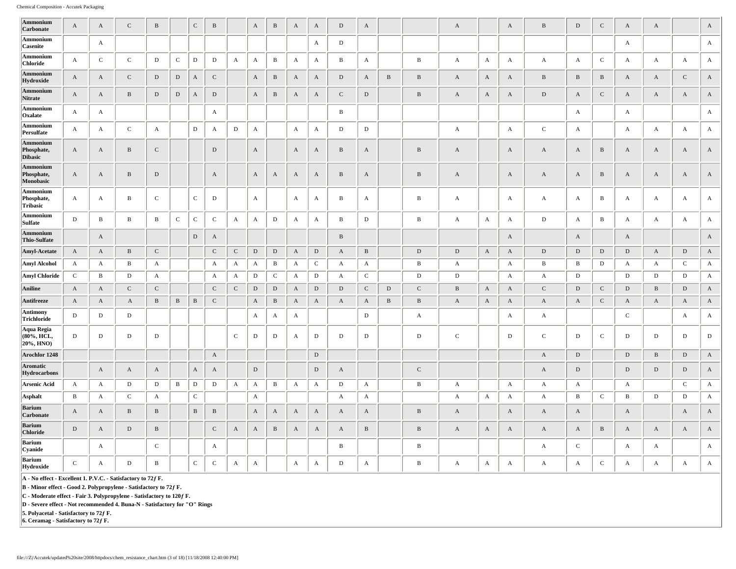| | | | | | | | | | | | | | | | | | | | | | | | | | | |
|---|---|---|---|---|---|---|---|---|---|---|---|---|---|---|---|---|---|---|---|---|---|---|---|---|---|---|
| **Ammonium Carbonate** | A | A | C | B | | C | B | | A | B | A | A | D | A | | | A | | A | B | D | C | A | A | | A |
| **Ammonium Casenite** | | A | | | | | | | | | | A | D | | | | | | | | | | A | | | A |
| **Ammonium Chloride** | A | C | C | D | C | D | D | A | A | B | A | A | B | A | | B | A | A | A | A | A | C | A | A | A | A |
| **Ammonium Hydroxide** | A | A | C | D | D | A | C | | A | B | A | A | D | A | B | B | A | A | A | B | B | B | A | A | C | A |
| **Ammonium Nitrate** | A | A | B | D | D | A | D | | A | B | A | A | C | D | | B | A | A | A | D | A | C | A | A | A | A |
| **Ammonium Oxalate** | A | A | | | | | A | | | | | | B | | | | | | | | A | | A | | | A |
| **Ammonium Persulfate** | A | A | C | A | | D | A | D | A | | A | A | D | D | | | A | | A | C | A | | A | A | A | A |
| **Ammonium Phosphate, Dibasic** | A | A | B | C | | | D | | A | | A | A | B | A | | B | A | | A | A | A | B | A | A | A | A |
| **Ammonium Phosphate, Monobasic** | A | A | B | D | | | A | | A | A | A | A | B | A | | B | A | | A | A | A | B | A | A | A | A |
| **Ammonium Phosphate, Tribasic** | A | A | B | C | | C | D | | A | | A | A | B | A | | B | A | | A | A | A | B | A | A | A | A |
| **Ammonium Sulfate** | D | B | B | B | C | C | C | A | A | D | A | A | B | D | | B | A | A | A | D | A | B | A | A | A | A |
| **Ammonium Thio-Sulfate** | | A | | | | D | A | | | | | | B | | | | | | A | | A | | A | | | A |
| **Amyl-Acetate** | A | A | B | C | | | C | C | D | D | A | D | A | B | | D | D | A | A | D | D | D | D | A | D | A |
| **Amyl Alcohol** | A | A | B | A | | | A | A | A | B | A | C | A | A | | B | A | | A | B | B | D | A | A | C | A |
| **Amyl Chloride** | C | B | D | A | | | A | A | D | C | A | D | A | C | | D | D | | A | A | D | | D | D | D | A |
| **Aniline** | A | A | C | C | | | C | C | D | D | A | D | D | C | D | C | B | A | A | C | D | C | D | B | D | A |
| **Antifreeze** | A | A | A | B | B | B | C | | A | B | A | A | A | A | B | B | A | A | A | A | A | C | A | A | A | A |
| **Antimony Trichloride** | D | D | D | | | | | | A | A | A | | | D | | A | | | A | A | | | C | | A | A |
| **Aqua Regia (80%, HCL, 20%, HNO)** | D | D | D | D | | | | C | D | D | A | D | D | D | | D | C | | D | C | D | C | D | D | D | D |
| **Arochlor 1248** | | | | | | | A | | | | | D | | | | | | | | A | D | | D | B | D | A |
| **Aromatic Hydrocarbons** | | A | A | A | | A | A | | D | | | D | A | | | C | | | | A | D | | D | D | D | A |
| **Arsenic Acid** | A | A | D | D | B | D | D | A | A | B | A | A | D | A | | B | A | | A | A | A | | A | | C | A |
| **Asphalt** | B | A | C | A | | C | | | A | | | | A | A | | | A | A | A | A | B | C | B | D | D | A |
| **Barium Carbonate** | A | A | B | B | | B | B | | A | A | A | A | A | A | | B | A | | A | A | A | | A | | A | A |
| **Barium Chloride** | D | A | D | B | | | C | A | A | B | A | A | A | B | | B | A | A | A | A | A | B | A | A | A | A |
| **Barium Cyanide** | | A | | C | | | A | | | | | | B | | | B | | | | A | C | | A | A | | A |
| **Barium Hydroxide** | C | A | D | B | | C | C | A | A | | A | A | D | A | | B | A | A | A | A | A | C | A | A | A | A |

**A - No effect - Excellent 1. P.V.C. - Satisfactory to 72ƒ F.**
**B - Minor effect - Good 2. Polypropylene - Satisfactory to 72ƒ F.**
**C - Moderate effect - Fair 3. Polypropylene - Satisfactory to 120ƒ F.**
**D - Severe effect - Not recommended 4. Buna-N - Satisfactory for "O" Rings**
**5. Polyacetal - Satisfactory to 72ƒ F.**
**6. Ceramag - Satisfactory to 72ƒ F.**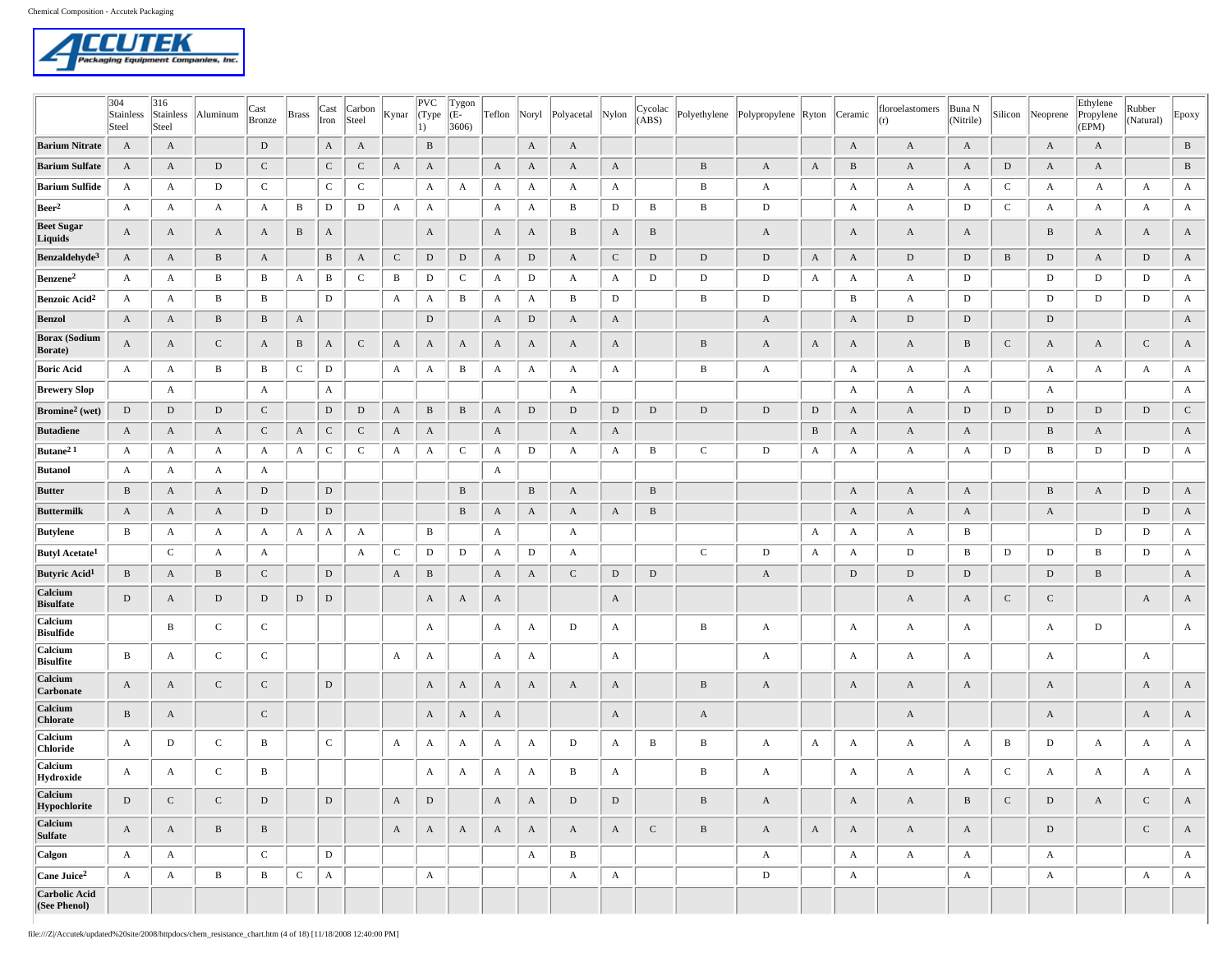| | 304 Stainless Steel | 316 Stainless Steel | Aluminum | Cast Bronze | Brass | Cast Iron | Carbon Steel | Kynar | PVC (Type 1) | Tygon (E-3606) | Teflon | Noryl | Polyacetal | Nylon | Cycolac (ABS) | Polyethylene | Polypropylene | Ryton | Ceramic | floroelastomers (r) | Buna N (Nitrile) | Silicon | Neoprene | Ethylene Propylene (EPM) | Rubber (Natural) | Epoxy |
|---|---|---|---|---|---|---|---|---|---|---|---|---|---|---|---|---|---|---|---|---|---|---|---|---|---|---|
| **Barium Nitrate** | A | A | | D | | A | A | | B | | | A | A | | | | | | A | A | A | | A | A | | B |
| **Barium Sulfate** | A | A | D | C | | C | C | A | A | | A | A | A | A | | B | A | A | B | A | A | D | A | A | | B |
| **Barium Sulfide** | A | A | D | C | | C | C | | A | A | A | A | A | A | | B | A | | A | A | A | C | A | A | A | A |
| **Beer[2]** | A | A | A | A | B | D | D | A | A | | A | A | B | D | B | B | D | | A | A | D | C | A | A | A | A |
| **Beet Sugar Liquids** | A | A | A | A | B | A | | | A | | A | A | B | A | B | | A | | A | A | A | | B | A | A | A |
| **Benzaldehyde[3]** | A | A | B | A | | B | A | C | D | D | A | D | A | C | D | D | D | A | A | D | D | B | D | A | D | A |
| **Benzene[2]** | A | A | B | B | A | B | C | B | D | C | A | D | A | A | D | D | D | A | A | A | D | | D | D | D | A |
| **Benzoic Acid[2]** | A | A | B | B | | D | | A | A | B | A | A | B | D | | B | D | | B | A | D | | D | D | D | A |
| **Benzol** | A | A | B | B | A | | | | D | | A | D | A | A | | | A | | A | D | D | | D | | | A |
| **Borax (Sodium Borate)** | A | A | C | A | B | A | C | A | A | A | A | A | A | A | | B | A | A | A | A | B | C | A | A | C | A |
| **Boric Acid** | A | A | B | B | C | D | | A | A | B | A | A | A | A | | B | A | | A | A | A | | A | A | A | A |
| **Brewery Slop** | | A | | A | | A | | | | | | | A | | | | | | A | A | A | | A | | | A |
| **Bromine[2] (wet)** | D | D | D | C | | D | D | A | B | B | A | D | D | D | D | D | D | D | A | A | D | D | D | D | D | C |
| **Butadiene** | A | A | A | C | A | C | C | A | A | | A | | A | A | | | | B | A | A | A | | B | A | | A |
| **Butane[2] [1]** | A | A | A | A | A | C | C | A | A | C | A | D | A | A | B | C | D | A | A | A | A | D | B | D | D | A |
| **Butanol** | A | A | A | A | | | | | | | A | | | | | | | | | | | | | | | |
| **Butter** | B | A | A | D | | D | | | | B | | B | A | | B | | | | A | A | A | | B | A | D | A |
| **Buttermilk** | A | A | A | D | | D | | | | B | A | A | A | A | B | | | | A | A | A | | A | | D | A |
| **Butylene** | B | A | A | A | A | A | A | | B | | A | | A | | | | | A | A | A | B | | | D | D | A |
| **Butyl Acetate[1]** | | C | A | A | | | A | C | D | D | A | D | A | | | C | D | A | A | D | B | D | D | B | D | A |
| **Butyric Acid[1]** | B | A | B | C | | D | | A | B | | A | A | C | D | D | | A | | D | D | D | | D | B | | A |
| **Calcium Bisulfate** | D | A | D | D | D | D | | | A | A | A | | | A | | | | | | A | A | C | C | | A | A |
| **Calcium Bisulfide** | | B | C | C | | | | | A | | A | A | D | A | | B | A | | A | A | A | | A | D | | A |
| **Calcium Bisulfite** | B | A | C | C | | | | A | A | | A | A | | A | | | A | | A | A | A | | A | | A | |
| **Calcium Carbonate** | A | A | C | C | | D | | | A | A | A | A | A | A | | B | A | | A | A | A | | A | | A | A |
| **Calcium Chlorate** | B | A | | C | | | | | A | A | A | | | A | | A | | | | A | | | A | | A | A |
| **Calcium Chloride** | A | D | C | B | | C | | A | A | A | A | A | D | A | B | B | A | A | A | A | A | B | D | A | A | A |
| **Calcium Hydroxide** | A | A | C | B | | | | | A | A | A | A | B | A | | B | A | | A | A | A | C | A | A | A | A |
| **Calcium Hypochlorite** | D | C | C | D | | D | | A | D | | A | A | D | D | | B | A | | A | A | B | C | D | A | C | A |
| **Calcium Sulfate** | A | A | B | B | | | | A | A | A | A | A | A | A | C | B | A | A | A | A | A | | D | | C | A |
| **Calgon** | A | A | | C | | D | | | | | | A | B | | | | A | | A | A | A | | A | | | A |
| **Cane Juice[2]** | A | A | B | B | C | A | | | A | | | | A | A | | | D | | A | | A | | A | | A | A |
| **Carbolic Acid (See Phenol)** | | | | | | | | | | | | | | | | | | | | | | | | | | |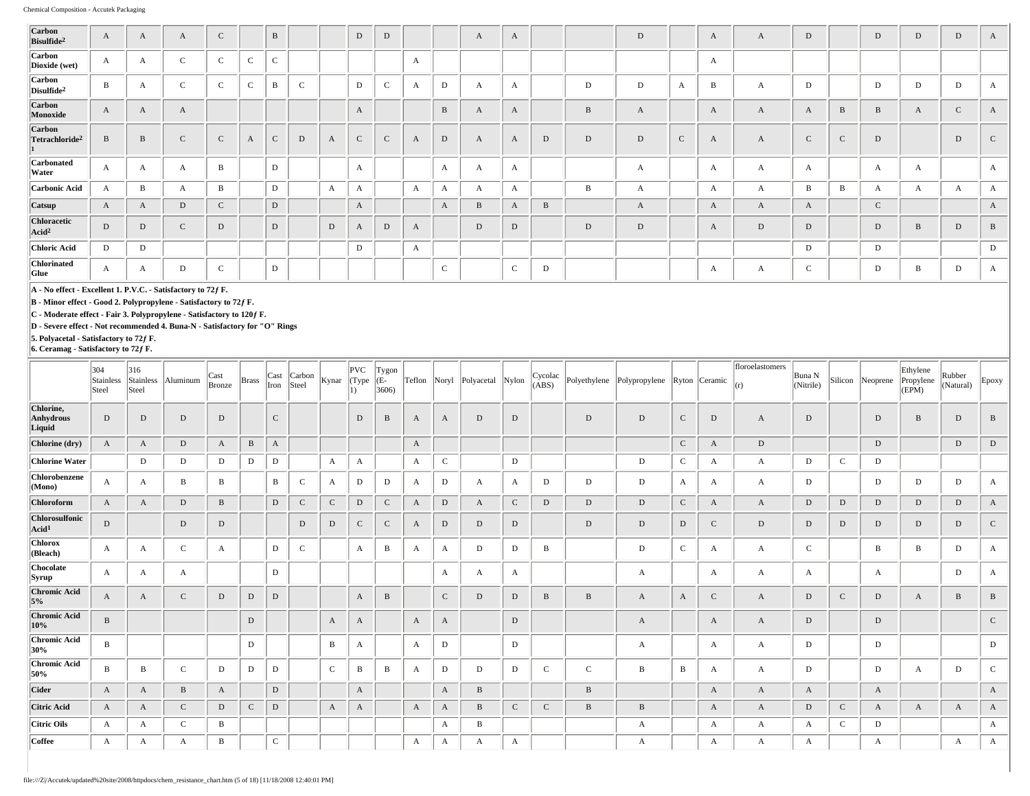| | 304 Stainless Steel | 316 Stainless Steel | Aluminum | Cast Bronze | Brass | Cast Iron | Carbon Steel | Kynar | PVC (Type 1) | Tygon (E-3606) | Teflon | Noryl | Polyacetal | Nylon | Cycolac (ABS) | Polyethylene | Polypropylene | Ryton | Ceramic | floroelastomers (r) | Buna N (Nitrile) | Silicon | Neoprene | Ethylene Propylene (EPM) | Rubber (Natural) | Epoxy |
|---|---|---|---|---|---|---|---|---|---|---|---|---|---|---|---|---|---|---|---|---|---|---|---|---|---|---|
| **Carbon Bisulfide[2]** | A | A | A | C | | B | | | D | D | | | A | A | | | D | | A | A | D | | D | D | D | A |
| **Carbon Dioxide (wet)** | A | A | C | C | C | C | | | | | A | | | | | | | | A | | | | | | | |
| **Carbon Disulfide[2]** | B | A | C | C | C | B | C | | D | C | A | D | A | A | | D | D | A | B | A | D | | D | D | D | A |
| **Carbon Monoxide** | A | A | A | | | | | | A | | | B | A | A | | B | A | | A | A | A | B | B | A | C | A |
| **Carbon Tetrachloride[2] [1]** | B | B | C | C | A | C | D | A | C | C | A | D | A | A | D | D | D | C | A | A | C | C | D | | D | C |
| **Carbonated Water** | A | A | A | B | | D | | | A | | | A | A | A | | | A | | A | A | A | | A | A | | A |
| **Carbonic Acid** | A | B | A | B | | D | | A | A | | A | A | A | A | | B | A | | A | A | B | B | A | A | A | A |
| **Catsup** | A | A | D | C | | D | | | A | | | A | B | A | B | | A | | A | A | A | | C | | | A |
| **Chloracetic Acid[2]** | D | D | C | D | | D | | D | A | D | A | | D | D | | D | D | | A | D | D | | D | B | D | B |
| **Chloric Acid** | D | D | | | | | | | D | | A | | | | | | | | | | D | | D | | | D |
| **Chlorinated Glue** | A | A | D | C | | D | | | | | | C | | C | D | | | | A | A | C | | D | B | D | A |

**A - No effect - Excellent 1. P.V.C. - Satisfactory to 72ƒ F.**
**B - Minor effect - Good 2. Polypropylene - Satisfactory to 72ƒ F.**
**C - Moderate effect - Fair 3. Polypropylene - Satisfactory to 120ƒ F.**
**D - Severe effect - Not recommended 4. Buna-N - Satisfactory for "O" Rings**
**5. Polyacetal - Satisfactory to 72ƒ F.**
**6. Ceramag - Satisfactory to 72ƒ F.**

| | 304 Stainless Steel | 316 Stainless Steel | Aluminum | Cast Bronze | Brass | Cast Iron | Carbon Steel | Kynar | PVC (Type 1) | Tygon (E-3606) | Teflon | Noryl | Polyacetal | Nylon | Cycolac (ABS) | Polyethylene | Polypropylene | Ryton | Ceramic | floroelastomers (r) | Buna N (Nitrile) | Silicon | Neoprene | Ethylene Propylene (EPM) | Rubber (Natural) | Epoxy |
|---|---|---|---|---|---|---|---|---|---|---|---|---|---|---|---|---|---|---|---|---|---|---|---|---|---|---|
| **Chlorine, Anhydrous Liquid** | D | D | D | D | | C | | | D | B | A | A | D | D | | D | D | C | D | A | D | | D | B | D | B |
| **Chlorine (dry)** | A | A | D | A | B | A | | | | | A | | | | | | | C | A | D | | | D | | D | D |
| **Chlorine Water** | | D | D | D | D | D | | A | A | | A | C | | D | | | D | C | A | A | D | C | D | | | |
| **Chlorobenzene (Mono)** | A | A | B | B | | B | C | A | D | D | A | D | A | A | D | D | D | A | A | A | D | | D | D | D | A |
| **Chloroform** | A | A | D | B | | D | C | C | D | C | A | D | A | C | D | D | D | C | A | A | D | D | D | D | D | A |
| **Chlorosulfonic Acid[1]** | D | | D | D | | | D | D | C | C | A | D | D | D | | D | D | D | C | D | D | D | D | D | D | C |
| **Chlorox (Bleach)** | A | A | C | A | | D | C | | A | B | A | A | D | D | B | | D | C | A | A | C | | B | B | D | A |
| **Chocolate Syrup** | A | A | A | | | D | | | | | | A | A | A | | | A | | A | A | A | | A | | D | A |
| **Chromic Acid 5%** | A | A | C | D | D | D | | | A | B | | C | D | D | B | B | A | A | C | A | D | C | D | A | B | B |
| **Chromic Acid 10%** | B | | | | D | | | A | A | | A | A | | D | | | A | | A | A | D | | D | | | C |
| **Chromic Acid 30%** | B | | | | D | | | B | A | | A | D | | D | | | A | | A | A | D | | D | | | D |
| **Chromic Acid 50%** | B | B | C | D | D | D | | C | B | B | A | D | D | D | C | C | B | B | A | A | D | | D | A | D | C |
| **Cider** | A | A | B | A | | D | | | A | | | A | B | | | B | | | A | A | A | | A | | | A |
| **Citric Acid** | A | A | C | D | C | D | | A | A | | A | A | B | C | C | B | B | | A | A | D | C | A | A | A | A |
| **Citric Oils** | A | A | C | B | | | | | | | | A | B | | | | A | | A | A | A | C | D | | | A |
| **Coffee** | A | A | A | B | | C | | | | | A | A | A | A | | | A | | A | A | A | | A | | A | A |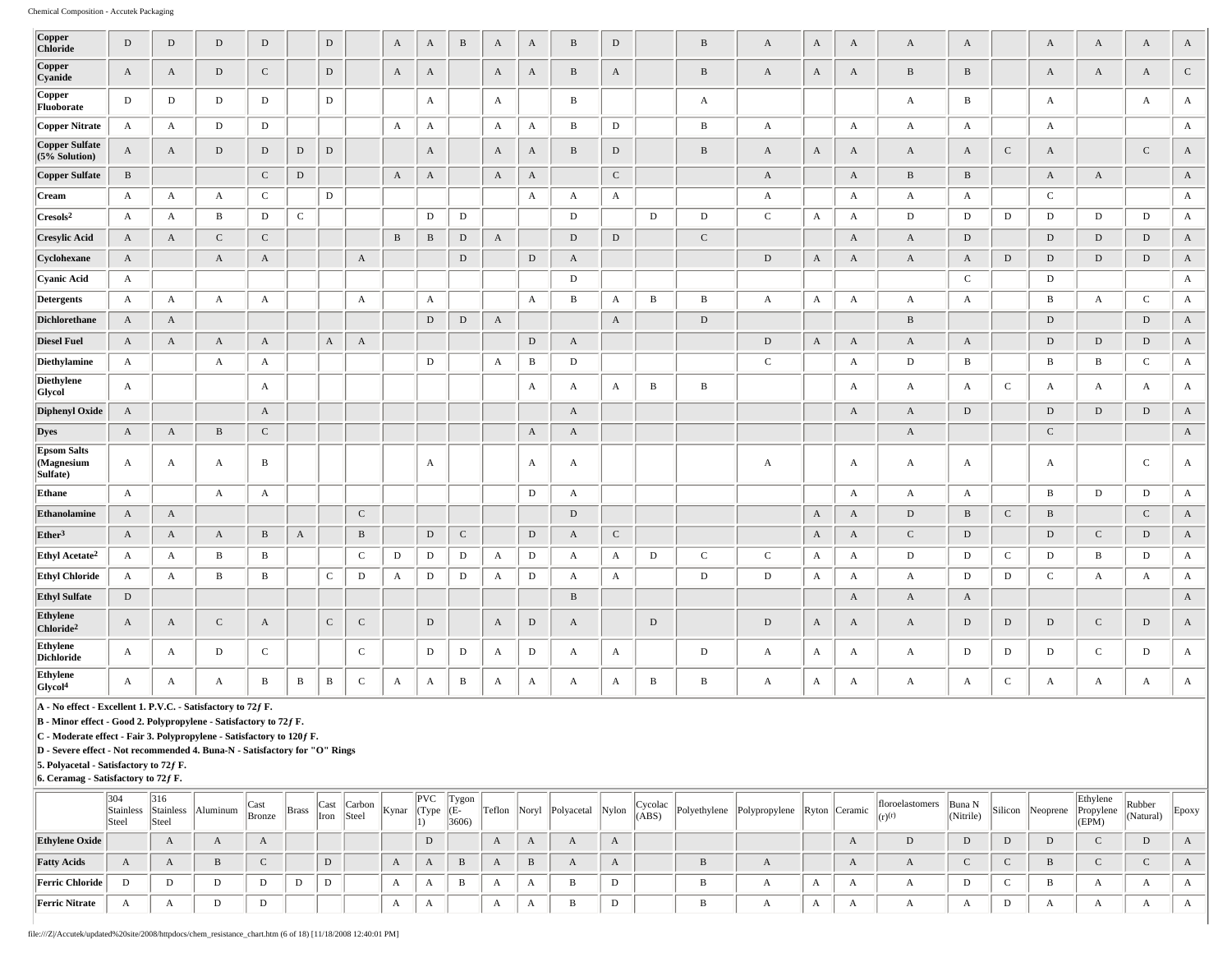| | 304 Stainless Steel | 316 Stainless Steel | Aluminum | Cast Bronze | Brass | Cast Iron | Carbon Steel | Kynar | PVC (Type 1) | Tygon (E-3606) | Teflon | Noryl | Polyacetal | Nylon | Cycolac (ABS) | Polyethylene | Polypropylene | Ryton | Ceramic | floroelastomers (r)(r) | Buna N (Nitrile) | Silicon | Neoprene | Ethylene Propylene (EPM) | Rubber (Natural) | Epoxy |
|---|---|---|---|---|---|---|---|---|---|---|---|---|---|---|---|---|---|---|---|---|---|---|---|---|---|---|
| **Copper Chloride** | D | D | D | D | | D | | A | A | B | A | A | B | D | | B | A | A | A | A | A | | A | A | A | A |
| **Copper Cyanide** | A | A | D | C | | D | | A | A | | A | A | B | A | | B | A | A | A | B | B | | A | A | A | C |
| **Copper Fluoborate** | D | D | D | D | | D | | | A | | A | | B | | | A | | | | A | B | | A | | A | A |
| **Copper Nitrate** | A | A | D | D | | | | A | A | | A | A | B | D | | B | A | | A | A | A | | A | | | A |
| **Copper Sulfate (5% Solution)** | A | A | D | D | D | D | | | A | | A | A | B | D | | B | A | A | A | A | A | C | A | | C | A |
| **Copper Sulfate** | B | | | C | D | | | A | A | | A | A | | C | | | A | | A | B | B | | A | A | | A |
| **Cream** | A | A | A | C | | D | | | | | | A | A | A | | | A | | A | A | A | | C | | | A |
| **Cresols[2]** | A | A | B | D | C | | | | D | D | | | D | | D | D | C | A | A | D | D | D | D | D | D | A |
| **Cresylic Acid** | A | A | C | C | | | | B | B | D | A | | D | D | | C | | | A | A | D | | D | D | D | A |
| **Cyclohexane** | A | | A | A | | | A | | | D | | D | A | | | | D | A | A | A | A | D | D | D | D | A |
| **Cyanic Acid** | A | | | | | | | | | | | | D | | | | | | | | C | | D | | | A |
| **Detergents** | A | A | A | A | | | A | | A | | | A | B | A | B | B | A | A | A | A | A | | B | A | C | A |
| **Dichlorethane** | A | A | | | | | | | D | D | A | | | A | | D | | | | B | | | D | | D | A |
| **Diesel Fuel** | A | A | A | A | | A | A | | | | | D | A | | | | D | A | A | A | A | | D | D | D | A |
| **Diethylamine** | A | | A | A | | | | | D | | A | B | D | | | | C | | A | D | B | | B | B | C | A |
| **Diethylene Glycol** | A | | | A | | | | | | | | A | A | A | B | B | | | A | A | A | C | A | A | A | A |
| **Diphenyl Oxide** | A | | | A | | | | | | | | | A | | | | | | A | A | D | | D | D | D | A |
| **Dyes** | A | A | B | C | | | | | | | | A | A | | | | | | | A | | | C | | | A |
| **Epsom Salts (Magnesium Sulfate)** | A | A | A | B | | | | | A | | | A | A | | | | A | | A | A | A | | A | | C | A |
| **Ethane** | A | | A | A | | | | | | | | D | A | | | | | | A | A | A | | B | D | D | A |
| **Ethanolamine** | A | A | | | | | C | | | | | | D | | | | | A | A | D | B | C | B | | C | A |
| **Ether[3]** | A | A | A | B | A | | B | | D | C | | D | A | C | | | | A | A | C | D | | D | C | D | A |
| **Ethyl Acetate[2]** | A | A | B | B | | | C | D | D | D | A | D | A | A | D | C | C | A | A | D | D | C | D | B | D | A |
| **Ethyl Chloride** | A | A | B | B | | C | D | A | D | D | A | D | A | A | | D | D | A | A | A | D | D | C | A | A | A |
| **Ethyl Sulfate** | D | | | | | | | | | | | | B | | | | | | A | A | A | | | | | A |
| **Ethylene Chloride[2]** | A | A | C | A | | C | C | | D | | A | D | A | | D | | D | A | A | A | D | D | D | C | D | A |
| **Ethylene Dichloride** | A | A | D | C | | | C | | D | D | A | D | A | A | | D | A | A | A | A | D | D | D | C | D | A |
| **Ethylene Glycol[4]** | A | A | A | B | B | B | C | A | A | B | A | A | A | A | B | B | A | A | A | A | A | C | A | A | A | A |

**A - No effect - Excellent 1. P.V.C. - Satisfactory to 72ƒ F.**
**B - Minor effect - Good 2. Polypropylene - Satisfactory to 72ƒ F.**
**C - Moderate effect - Fair 3. Polypropylene - Satisfactory to 120ƒ F.**
**D - Severe effect - Not recommended 4. Buna-N - Satisfactory for "O" Rings**
**5. Polyacetal - Satisfactory to 72ƒ F.**
**6. Ceramag - Satisfactory to 72ƒ F.**

| | 304 Stainless Steel | 316 Stainless Steel | Aluminum | Cast Bronze | Brass | Cast Iron | Carbon Steel | Kynar | PVC (Type 1) | Tygon (E-3606) | Teflon | Noryl | Polyacetal | Nylon | Cycolac (ABS) | Polyethylene | Polypropylene | Ryton | Ceramic | floroelastomers (r)(r) | Buna N (Nitrile) | Silicon | Neoprene | Ethylene Propylene (EPM) | Rubber (Natural) | Epoxy |
|---|---|---|---|---|---|---|---|---|---|---|---|---|---|---|---|---|---|---|---|---|---|---|---|---|---|---|
| **Ethylene Oxide** | | A | A | A | | | | | D | | A | A | A | A | | | | | A | D | D | D | D | C | D | A |
| **Fatty Acids** | A | A | B | C | | D | | A | A | B | A | B | A | A | | B | A | | A | A | C | C | B | C | C | A |
| **Ferric Chloride** | D | D | D | D | D | D | | A | A | B | A | A | B | D | | B | A | A | A | A | D | C | B | A | A | A |
| **Ferric Nitrate** | A | A | D | D | | | | A | A | | A | A | B | D | | B | A | A | A | A | A | D | A | A | A | A |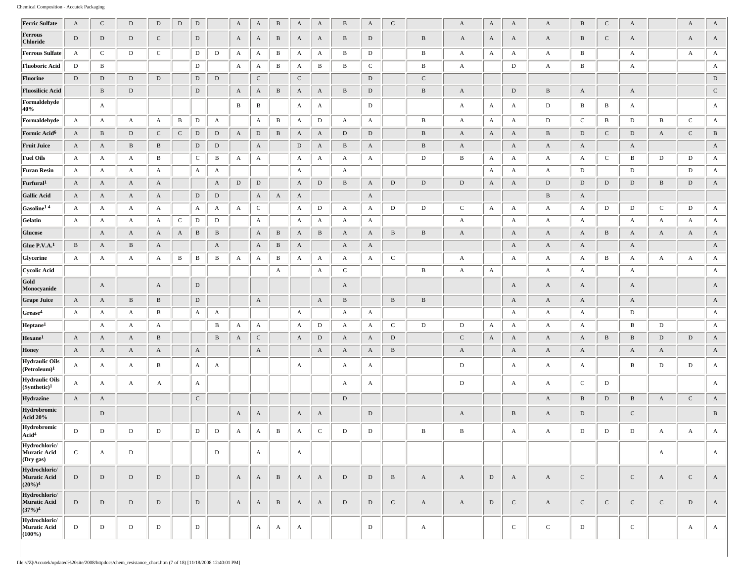| | | | | | | | | | | | | | | | | | | | | | | | | | |
|---|---|---|---|---|---|---|---|---|---|---|---|---|---|---|---|---|---|---|---|---|---|---|---|---|---|
| **Ferric Sulfate** | A | C | D | D | D | D | | A | A | B | A | A | B | A | C | | A | A | A | A | B | C | A | | A | A |
| **Ferrous Chloride** | D | D | D | C | | D | | A | A | B | A | A | B | D | | B | A | A | A | A | B | C | A | | A | A |
| **Ferrous Sulfate** | A | C | D | C | | D | D | A | A | B | A | A | B | D | | B | A | A | A | A | B | | A | | A | A |
| **Fluoboric Acid** | D | B | | | | D | | A | A | B | A | B | B | C | | B | A | | D | A | B | | A | | | A |
| **Fluorine** | D | D | D | D | | D | D | | C | | C | | | D | | C | | | | | | | | | | D |
| **Fluosilicic Acid** | | B | D | | | D | | A | A | B | A | A | B | D | | B | A | | D | B | A | | A | | | C |
| **Formaldehyde 40%** | | A | | | | | | B | B | | A | A | | D | | | A | A | A | D | B | B | A | | | A |
| **Formaldehyde** | A | A | A | A | B | D | A | | A | B | A | D | A | A | | B | A | A | A | D | C | B | D | B | C | A |
| **Formic Acid[6]** | A | B | D | C | C | D | D | A | D | B | A | A | D | D | | B | A | A | A | B | D | C | D | A | C | B |
| **Fruit Juice** | A | A | B | B | | D | D | | A | | D | A | B | A | | B | A | | A | A | A | | A | | | A |
| **Fuel Oils** | A | A | A | B | | C | B | A | A | | A | A | A | A | | D | B | A | A | A | A | C | B | D | D | A |
| **Furan Resin** | A | A | A | A | | A | A | | | | A | | A | | | | | A | A | A | D | | D | | D | A |
| **Furfural[1]** | A | A | A | A | | | A | D | D | | A | D | B | A | D | D | D | A | A | D | D | D | D | B | D | A |
| **Gallic Acid** | A | A | A | A | | D | D | | A | A | A | | | A | | | | | | B | A | | | | | |
| **Gasoline[1 4]** | A | A | A | A | | A | A | A | C | | A | D | A | A | D | D | C | A | A | A | A | D | D | C | D | A |
| **Gelatin** | A | A | A | A | C | D | D | | A | | A | A | A | A | | | A | | A | A | A | | A | A | A | A |
| **Glucose** | | A | A | A | A | B | B | | A | B | A | B | A | A | B | B | A | | A | A | A | B | A | A | A | A |
| **Glue P.V.A.[1]** | B | A | B | A | | | A | | A | B | A | | A | A | | | | | A | A | A | | A | | | A |
| **Glycerine** | A | A | A | A | B | B | B | A | A | B | A | A | A | A | C | | A | | A | A | A | B | A | A | A | A |
| **Cycolic Acid** | | | | | | | | | | A | | A | C | | | B | A | A | | A | A | | A | | | A |
| **Gold Monocyanide** | | A | | A | | D | | | | | | | A | | | | | | A | A | A | | A | | | A |
| **Grape Juice** | A | A | B | B | | D | | | A | | | A | B | | B | B | | | A | A | A | | A | | | A |
| **Grease[4]** | A | A | A | B | | A | A | | | | A | | A | A | | | | | A | A | A | | D | | | A |
| **Heptane[1]** | | A | A | A | | | B | A | A | | A | D | A | A | C | D | D | A | A | A | A | | B | D | | A |
| **Hexane[1]** | A | A | A | B | | | B | A | C | | A | D | A | A | D | | C | A | A | A | A | B | B | D | D | A |
| **Honey** | A | A | A | A | | A | | | A | | | A | A | A | B | | A | | A | A | A | | A | A | | A |
| **Hydraulic Oils (Petroleum)[1]** | A | A | A | B | | A | A | | | | A | | A | A | | | D | | A | A | A | | B | D | D | A |
| **Hydraulic Oils (Synthetic)[1]** | A | A | A | A | | A | | | | | | | A | A | | | D | | A | A | C | D | | | | A |
| **Hydrazine** | A | A | | | | C | | | | | | | D | | | | | | | A | B | D | B | A | C | A |
| **Hydrobromic Acid 20%** | | D | | | | | | A | A | | A | A | | D | | | A | | B | A | D | | C | | | B |
| **Hydrobromic Acid[4]** | D | D | D | D | | D | D | A | A | B | A | C | D | D | | B | B | | A | A | D | D | D | A | A | A |
| **Hydrochloric/ Muratic Acid (Dry gas)** | C | A | D | | | | D | | A | | A | | | | | | | | | | | | | A | | A |
| **Hydrochloric/ Muratic Acid (20%)[4]** | D | D | D | D | | D | | A | A | B | A | A | D | D | B | A | A | D | A | A | C | | C | A | C | A |
| **Hydrochloric/ Muratic Acid (37%)[4]** | D | D | D | D | | D | | A | A | B | A | A | D | D | C | A | A | D | C | A | C | C | C | C | D | A |
| **Hydrochloric/ Muratic Acid (100%)** | D | D | D | D | | D | | | A | A | A | | | D | | A | | | C | C | D | | C | | A | A |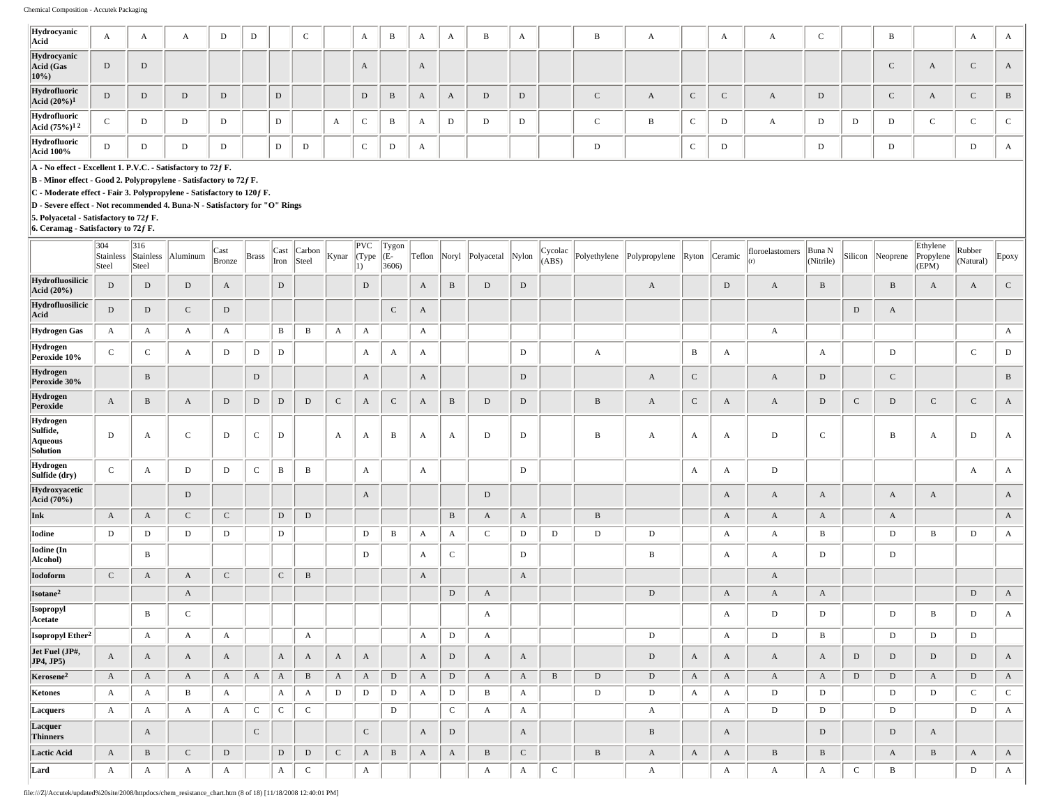| | 304 Stainless Steel | 316 Stainless Steel | Aluminum | Cast Bronze | Brass | Cast Iron | Carbon Steel | Kynar | PVC (Type 1) | Tygon (E-3606) | Teflon | Noryl | Polyacetal | Nylon | Cycolac (ABS) | Polyethylene | Polypropylene | Ryton | Ceramic | floroelastomers | Buna N (Nitrile) | Silicon | Neoprene | Ethylene Propylene (EPM) | Rubber (Natural) | Epoxy |
|---|---|---|---|---|---|---|---|---|---|---|---|---|---|---|---|---|---|---|---|---|---|---|---|---|---|---|
| **Hydrocyanic Acid** | A | A | A | D | D | | C | | A | B | A | A | B | A | | B | A | | A | A | C | | B | | A | A |
| **Hydrocyanic Acid (Gas 10%)** | D | D | | | | | | | A | | A | | | | | | | | | | | | C | A | C | A |
| **Hydrofluoric Acid (20%)[1]** | D | D | D | D | | D | | | D | B | A | A | D | D | | C | A | C | C | A | D | | C | A | C | B |
| **Hydrofluoric Acid (75%)[1 2]** | C | D | D | D | | D | | A | C | B | A | D | D | D | | C | B | C | D | A | D | D | D | C | C | C |
| **Hydrofluoric Acid 100%** | D | D | D | D | | D | D | | C | D | A | | | | | D | | C | D | | D | | D | | D | A |

A - No effect - Excellent 1. P.V.C. - Satisfactory to 72ƒ F.
B - Minor effect - Good 2. Polypropylene - Satisfactory to 72ƒ F.
C - Moderate effect - Fair 3. Polypropylene - Satisfactory to 120ƒ F.
D - Severe effect - Not recommended 4. Buna-N - Satisfactory for "O" Rings
5. Polyacetal - Satisfactory to 72ƒ F.
6. Ceramag - Satisfactory to 72ƒ F.

| | 304 Stainless Steel | 316 Stainless Steel | Aluminum | Cast Bronze | Brass | Cast Iron | Carbon Steel | Kynar | PVC (Type 1) | Tygon (E-3606) | Teflon | Noryl | Polyacetal | Nylon | Cycolac (ABS) | Polyethylene | Polypropylene | Ryton | Ceramic | floroelastomers (r) | Buna N (Nitrile) | Silicon | Neoprene | Ethylene Propylene (EPM) | Rubber (Natural) | Epoxy |
|---|---|---|---|---|---|---|---|---|---|---|---|---|---|---|---|---|---|---|---|---|---|---|---|---|---|---|
| **Hydrofluosilicic Acid (20%)** | D | D | D | A | | D | | | D | | A | B | D | D | | | A | | D | A | B | | B | A | A | C |
| **Hydrofluosilicic Acid** | D | D | C | D | | | | | | C | A | | | | | | | | | | | D | A | | | |
| **Hydrogen Gas** | A | A | A | A | | B | B | A | A | | A | | | | | | | | | A | | | | | | A |
| **Hydrogen Peroxide 10%** | C | C | A | D | D | D | | | A | A | A | | | D | | A | | B | A | | A | | D | | C | D |
| **Hydrogen Peroxide 30%** | | B | | | D | | | | A | | A | | | D | | | A | C | | A | D | | C | | | B |
| **Hydrogen Peroxide** | A | B | A | D | D | D | D | C | A | C | A | B | D | D | | B | A | C | A | A | D | C | D | C | C | A |
| **Hydrogen Sulfide, Aqueous Solution** | D | A | C | D | C | D | | A | A | B | A | A | D | D | | B | A | A | A | D | C | | B | A | D | A |
| **Hydrogen Sulfide (dry)** | C | A | D | D | C | B | B | | A | | A | | | D | | | | A | A | D | | | | | A | A |
| **Hydroxyacetic Acid (70%)** | | | D | | | | | | A | | | | D | | | | | | A | A | A | | A | A | | A |
| **Ink** | A | A | C | C | | D | D | | | | | B | A | A | | B | | | A | A | A | | A | | | A |
| **Iodine** | D | D | D | D | | D | | | D | B | A | A | C | D | D | D | D | | A | A | B | | D | B | D | A |
| **Iodine (In Alcohol)** | | B | | | | | | | D | | A | C | | D | | | B | | A | A | D | | D | | | |
| **Iodoform** | C | A | A | C | | C | B | | | | A | | | A | | | | | | A | | | | | | |
| **Isotane[2]** | | | A | | | | | | | | | D | A | | | | D | | A | A | A | | | | D | A |
| **Isopropyl Acetate** | | B | C | | | | | | | | | | A | | | | | | A | D | D | | D | B | D | A |
| **Isopropyl Ether[2]** | | A | A | A | | | A | | | | A | D | A | | | | D | | A | D | B | | D | D | D | |
| **Jet Fuel (JP#, JP4, JP5)** | A | A | A | A | | A | A | A | A | | A | D | A | A | | | D | A | A | A | A | D | D | D | D | A |
| **Kerosene[2]** | A | A | A | A | A | A | B | A | A | D | A | D | A | A | B | D | D | A | A | A | A | D | D | A | D | A |
| **Ketones** | A | A | B | A | | A | A | D | D | D | A | D | B | A | | D | D | A | A | D | D | | D | D | C | C |
| **Lacquers** | A | A | A | A | C | C | C | | | D | | C | A | A | | | A | | A | D | D | | D | | D | A |
| **Lacquer Thinners** | | A | | | C | | | | C | | A | D | | A | | | B | | A | | D | | D | A | | |
| **Lactic Acid** | A | B | C | D | | D | D | C | A | B | A | A | B | C | | B | A | A | A | B | B | | A | B | A | A |
| **Lard** | A | A | A | A | | A | C | | A | | | | A | A | C | | A | | A | A | A | C | B | | D | A |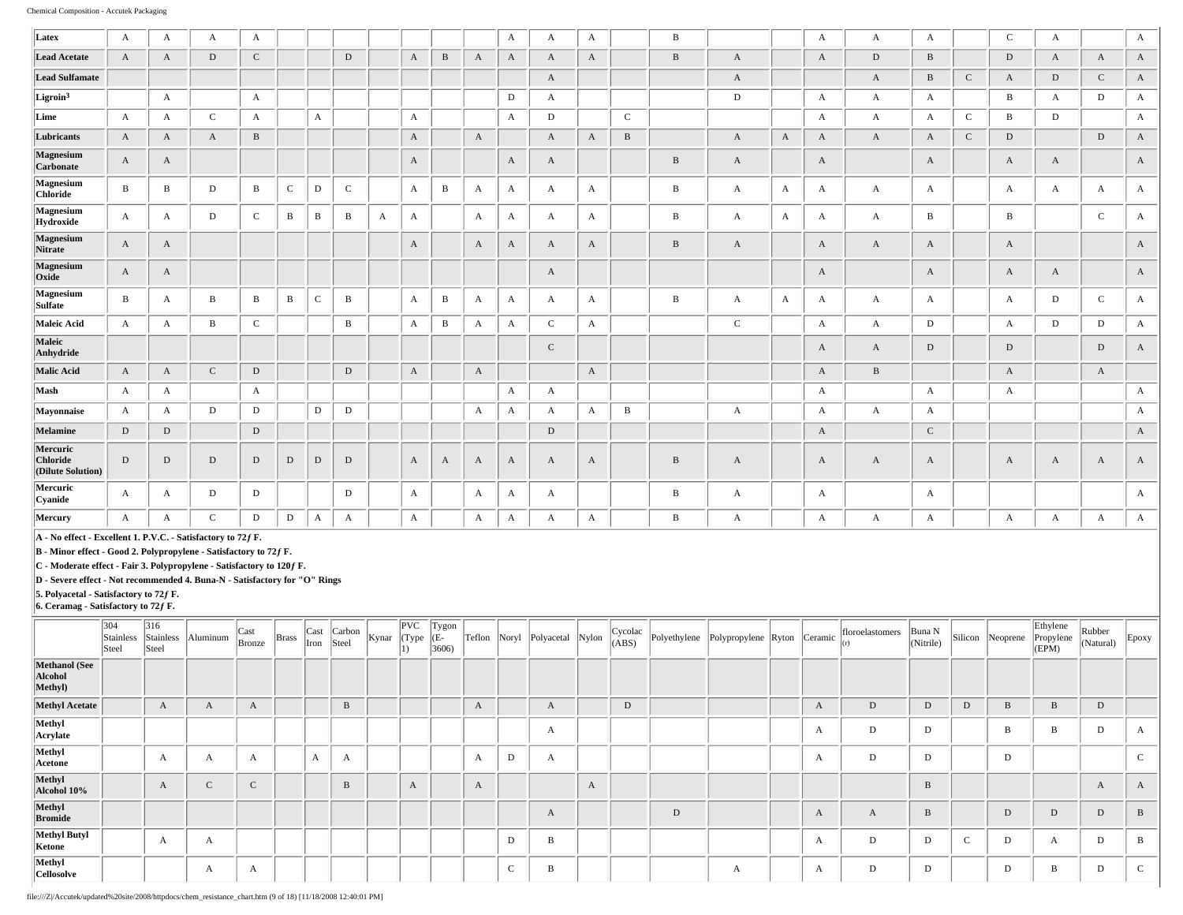| | 304 Stainless Steel | 316 Stainless Steel | Aluminum | Cast Bronze | Brass | Cast Iron | Carbon Steel | Kynar | PVC (Type 1) | Tygon (E-3606) | Teflon | Noryl | Polyacetal | Nylon | Cycolac (ABS) | Polyethylene | Polypropylene | Ryton | Ceramic | floroelastomers | Buna N (Nitrile) | Silicon | Neoprene | Ethylene Propylene (EPM) | Rubber (Natural) | Epoxy |
|---|---|---|---|---|---|---|---|---|---|---|---|---|---|---|---|---|---|---|---|---|---|---|---|---|---|---|
| **Latex** | A | A | A | A | | | | | | | | A | A | A | | B | | | A | A | A | | C | A | | A |
| **Lead Acetate** | A | A | D | C | | | D | | A | B | A | A | A | A | | B | A | | A | D | B | | D | A | A | A |
| **Lead Sulfamate** | | | | | | | | | | | | | A | | | | A | | | A | B | C | A | D | C | A |
| **Ligroin[3]** | | A | | A | | | | | | | | D | A | | | | D | | A | A | A | | B | A | D | A |
| **Lime** | A | A | C | A | | A | | | A | | | A | D | | C | | | | A | A | A | C | B | D | | A |
| **Lubricants** | A | A | A | B | | | | | A | | A | | A | A | B | | A | A | A | A | A | C | D | | D | A |
| **Magnesium Carbonate** | A | A | | | | | | | A | | | A | A | | | B | A | | A | | A | | A | A | | A |
| **Magnesium Chloride** | B | B | D | B | C | D | C | | A | B | A | A | A | A | | B | A | A | A | A | A | | A | A | A | A |
| **Magnesium Hydroxide** | A | A | D | C | B | B | B | A | A | | A | A | A | A | | B | A | A | A | A | B | | B | | C | A |
| **Magnesium Nitrate** | A | A | | | | | | | A | | A | A | A | A | | B | A | | A | A | A | | A | | | A |
| **Magnesium Oxide** | A | A | | | | | | | | | | | A | | | | | | A | | A | | A | A | | A |
| **Magnesium Sulfate** | B | A | B | B | B | C | B | | A | B | A | A | A | A | | B | A | A | A | A | A | | A | D | C | A |
| **Maleic Acid** | A | A | B | C | | | B | | A | B | A | A | C | A | | | C | | A | A | D | | A | D | D | A |
| **Maleic Anhydride** | | | | | | | | | | | | | C | | | | | | A | A | D | | D | | D | A |
| **Malic Acid** | A | A | C | D | | | D | | A | | A | | | A | | | | | A | B | | | A | | A | |
| **Mash** | A | A | | A | | | | | | | | A | A | | | | | | A | | A | | A | | | A |
| **Mayonnaise** | A | A | D | D | | D | D | | | | A | A | A | A | B | | A | | A | A | A | | | | | A |
| **Melamine** | D | D | | D | | | | | | | | | D | | | | | | A | | C | | | | | A |
| **Mercuric Chloride (Dilute Solution)** | D | D | D | D | D | D | D | | A | A | A | A | A | A | | B | A | | A | A | A | | A | A | A | A |
| **Mercuric Cyanide** | A | A | D | D | | | D | | A | | A | A | A | | | B | A | | A | | A | | | | | A |
| **Mercury** | A | A | C | D | D | A | A | | A | | A | A | A | A | | B | A | | A | A | A | | A | A | A | A |

**A - No effect - Excellent 1. P.V.C. - Satisfactory to 72ƒ F.**
**B - Minor effect - Good 2. Polypropylene - Satisfactory to 72ƒ F.**
**C - Moderate effect - Fair 3. Polypropylene - Satisfactory to 120ƒ F.**
**D - Severe effect - Not recommended 4. Buna-N - Satisfactory for "O" Rings**
**5. Polyacetal - Satisfactory to 72ƒ F.**
**6. Ceramag - Satisfactory to 72ƒ F.**

| | 304 Stainless Steel | 316 Stainless Steel | Aluminum | Cast Bronze | Brass | Cast Iron | Carbon Steel | Kynar | PVC (Type 1) | Tygon (E-3606) | Teflon | Noryl | Polyacetal | Nylon | Cycolac (ABS) | Polyethylene | Polypropylene | Ryton | Ceramic | floroelastomers | Buna N (Nitrile) | Silicon | Neoprene | Ethylene Propylene (EPM) | Rubber (Natural) | Epoxy |
|---|---|---|---|---|---|---|---|---|---|---|---|---|---|---|---|---|---|---|---|---|---|---|---|---|---|---|
| **Methanol (See Alcohol Methyl)** | | | | | | | | | | | | | | | | | | | | | | | | | | |
| **Methyl Acetate** | | A | A | A | | | B | | | | A | | A | | D | | | | A | D | D | D | B | B | D | |
| **Methyl Acrylate** | | | | | | | | | | | | | A | | | | | | A | D | D | | B | B | D | A |
| **Methyl Acetone** | | A | A | A | | A | A | | | | A | D | A | | | | | | A | D | D | | D | | | C |
| **Methyl Alcohol 10%** | | A | C | C | | | B | | A | | A | | | A | | | | | | | B | | | | A | A |
| **Methyl Bromide** | | | | | | | | | | | | | A | | | D | | | A | A | B | | D | D | D | B |
| **Methyl Butyl Ketone** | | A | A | | | | | | | | | D | B | | | | | | A | D | D | C | D | A | D | B |
| **Methyl Cellosolve** | | | A | A | | | | | | | | C | B | | | | A | | A | D | D | | D | B | D | C |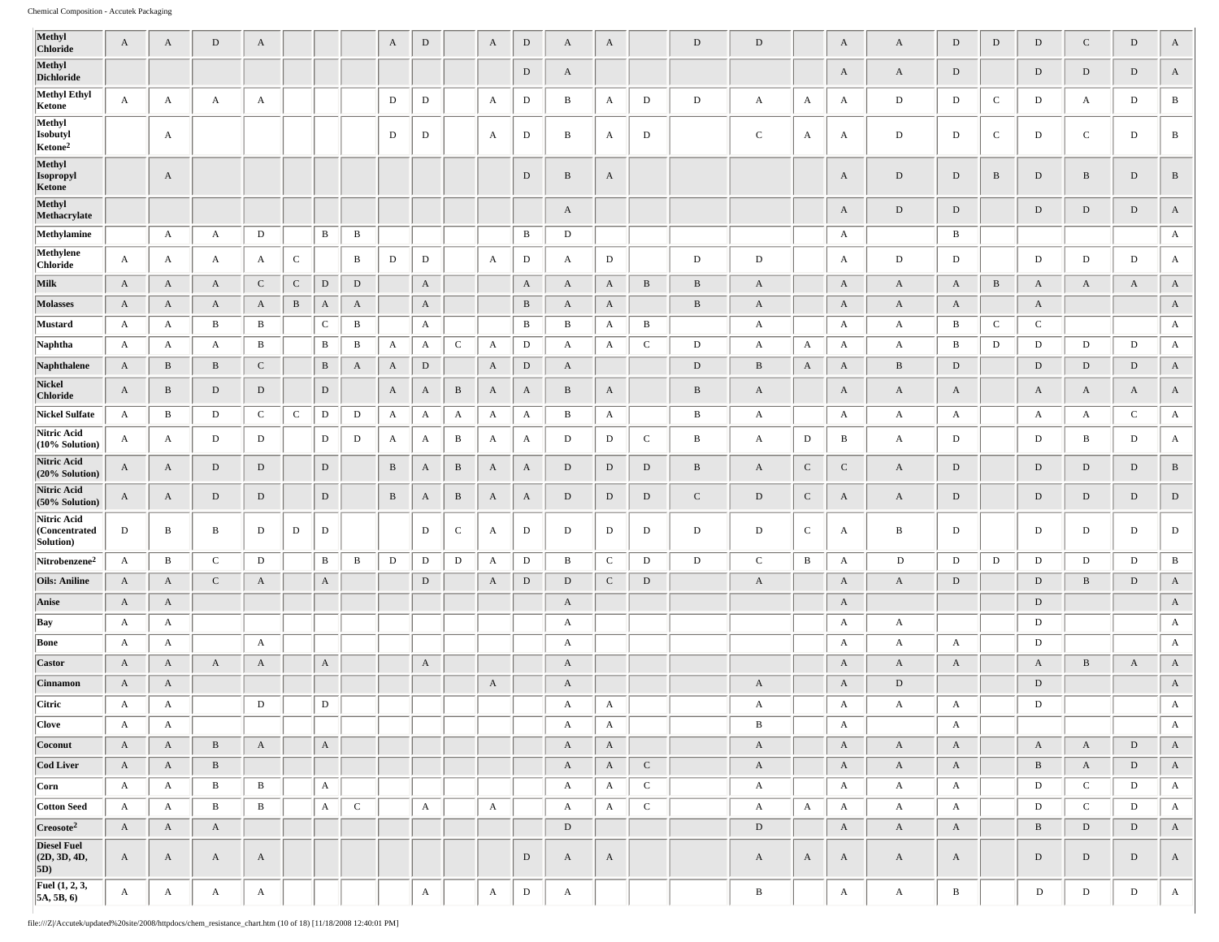| | | | | | | | | | | | | | | | | | | | | | | | | | | |
|---|---|---|---|---|---|---|---|---|---|---|---|---|---|---|---|---|---|---|---|---|---|---|---|---|---|---|
| **Methyl Chloride** | A | A | D | A | | | | A | D | | A | D | A | A | | D | D | | A | A | D | D | D | C | D | A |
| **Methyl Dichloride** | | | | | | | | | | | | D | A | | | | | | A | A | D | | D | D | D | A |
| **Methyl Ethyl Ketone** | A | A | A | A | | | | D | D | | A | D | B | A | D | D | A | A | A | D | D | C | D | A | D | B |
| **Methyl Isobutyl Ketone[2]** | | A | | | | | | D | D | | A | D | B | A | D | | C | A | A | D | D | C | D | C | D | B |
| **Methyl Isopropyl Ketone** | | A | | | | | | | | | | D | B | A | | | | | A | D | D | B | D | B | D | B |
| **Methyl Methacrylate** | | | | | | | | | | | | | A | | | | | | A | D | D | | D | D | D | A |
| **Methylamine** | | A | A | D | | B | B | | | | | B | D | | | | | | A | | B | | | | | A |
| **Methylene Chloride** | A | A | A | A | C | | B | D | D | | A | D | A | D | | D | D | | A | D | D | | D | D | D | A |
| **Milk** | A | A | A | C | C | D | D | | A | | | A | A | A | B | B | A | | A | A | A | B | A | A | A | A |
| **Molasses** | A | A | A | A | B | A | A | | A | | | B | A | A | | B | A | | A | A | A | | A | | | A |
| **Mustard** | A | A | B | B | | C | B | | A | | | B | B | A | B | | A | | A | A | B | C | C | | | A |
| **Naphtha** | A | A | A | B | | B | B | A | A | C | A | D | A | A | C | D | A | A | A | A | B | D | D | D | D | A |
| **Naphthalene** | A | B | B | C | | B | A | A | D | | A | D | A | | | D | B | A | A | B | D | | D | D | D | A |
| **Nickel Chloride** | A | B | D | D | | D | | A | A | B | A | A | B | A | | B | A | | A | A | A | | A | A | A | A |
| **Nickel Sulfate** | A | B | D | C | C | D | D | A | A | A | A | A | B | A | | B | A | | A | A | A | | A | A | C | A |
| **Nitric Acid (10% Solution)** | A | A | D | D | | D | D | A | A | B | A | A | D | D | C | B | A | D | B | A | D | | D | B | D | A |
| **Nitric Acid (20% Solution)** | A | A | D | D | | D | | B | A | B | A | A | D | D | D | B | A | C | C | A | D | | D | D | D | B |
| **Nitric Acid (50% Solution)** | A | A | D | D | | D | | B | A | B | A | A | D | D | D | C | D | C | A | A | D | | D | D | D | D |
| **Nitric Acid (Concentrated Solution)** | D | B | B | D | D | D | | | D | C | A | D | D | D | D | D | D | C | A | B | D | | D | D | D | D |
| **Nitrobenzene[2]** | A | B | C | D | | B | B | D | D | D | A | D | B | C | D | D | C | B | A | D | D | D | D | D | D | B |
| **Oils: Aniline** | A | A | C | A | | A | | | D | | A | D | D | C | D | | A | | A | A | D | | D | B | D | A |
| **Anise** | A | A | | | | | | | | | | | A | | | | | | A | | | | D | | | A |
| **Bay** | A | A | | | | | | | | | | | A | | | | | | A | A | | | D | | | A |
| **Bone** | A | A | | A | | | | | | | | | A | | | | | | A | A | A | | D | | | A |
| **Castor** | A | A | A | A | | A | | | A | | | | A | | | | | | A | A | A | | A | B | A | A |
| **Cinnamon** | A | A | | | | | | | | | A | | A | | | | A | | A | D | | | D | | | A |
| **Citric** | A | A | | D | | D | | | | | | | A | A | | | A | | A | A | A | | D | | | A |
| **Clove** | A | A | | | | | | | | | | | A | A | | | B | | A | | A | | | | | A |
| **Coconut** | A | A | B | A | | A | | | | | | | A | A | | | A | | A | A | A | | A | A | D | A |
| **Cod Liver** | A | A | B | | | | | | | | | | A | A | C | | A | | A | A | A | | B | A | D | A |
| **Corn** | A | A | B | B | | A | | | | | | | A | A | C | | A | | A | A | A | | D | C | D | A |
| **Cotton Seed** | A | A | B | B | | A | C | | A | | A | | A | A | C | | A | A | A | A | A | | D | C | D | A |
| **Creosote[2]** | A | A | A | | | | | | | | | | D | | | | D | | A | A | A | | B | D | D | A |
| **Diesel Fuel (2D, 3D, 4D, 5D)** | A | A | A | A | | | | | | | | D | A | A | | | A | A | A | A | A | | D | D | D | A |
| **Fuel (1, 2, 3, 5A, 5B, 6)** | A | A | A | A | | | | | A | | A | D | A | | | | B | | A | A | B | | D | D | D | A |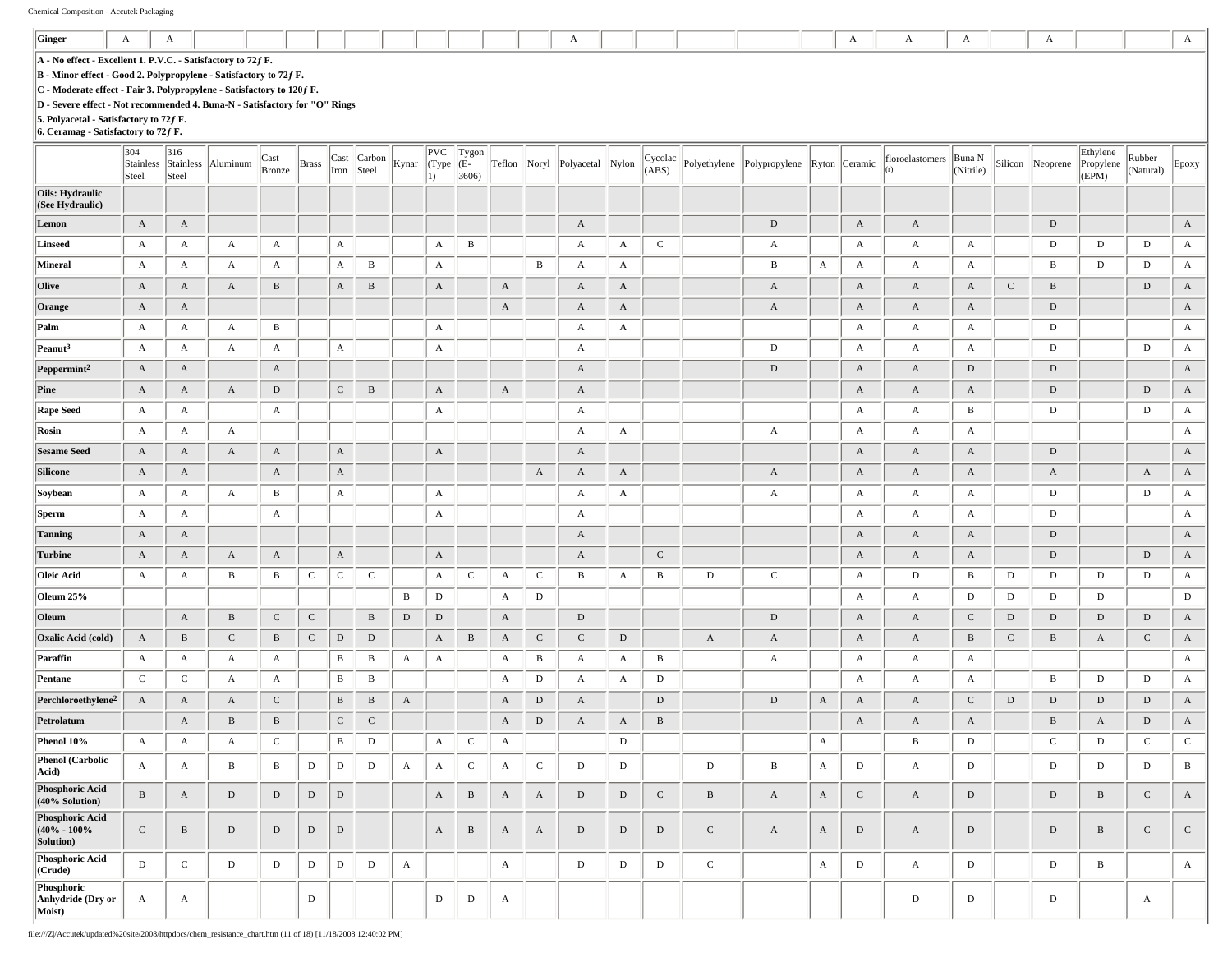| Ginger | A | A | | | | | | | | | | | A | | | | | | A | A | A | | A | | | A |
|---|---|---|---|---|---|---|---|---|---|---|---|---|---|---|---|---|---|---|---|---|---|---|---|---|---|---|

**A - No effect - Excellent 1. P.V.C. - Satisfactory to 72ƒ F.**
**B - Minor effect - Good 2. Polypropylene - Satisfactory to 72ƒ F.**
**C - Moderate effect - Fair 3. Polypropylene - Satisfactory to 120ƒ F.**
**D - Severe effect - Not recommended 4. Buna-N - Satisfactory for "O" Rings**
**5. Polyacetal - Satisfactory to 72ƒ F.**
**6. Ceramag - Satisfactory to 72ƒ F.**

| | 304 Stainless Steel | 316 Stainless Steel | Aluminum | Cast Bronze | Brass | Cast Iron | Carbon Steel | Kynar | PVC (Type 1) | Tygon (E-3606) | Teflon | Noryl | Polyacetal | Nylon | Cycolac (ABS) | Polyethylene | Polypropylene | Ryton | Ceramic | floroelastomers (e) | Buna N (Nitrile) | Silicon | Neoprene | Ethylene Propylene (EPM) | Rubber (Natural) | Epoxy |
|---|---|---|---|---|---|---|---|---|---|---|---|---|---|---|---|---|---|---|---|---|---|---|---|---|---|---|
| **Oils: Hydraulic (See Hydraulic)** | | | | | | | | | | | | | | | | | | | | | | | | | | |
| **Lemon** | A | A | | | | | | | | | | | A | | | | D | | A | A | | | D | | | A |
| **Linseed** | A | A | A | A | | A | | | A | B | | | A | A | C | | A | | A | A | A | | D | D | D | A |
| **Mineral** | A | A | A | A | | A | B | | A | | | B | A | A | | | B | A | A | A | A | | B | D | D | A |
| **Olive** | A | A | A | B | | A | B | | A | | A | | A | A | | | A | | A | A | A | C | B | | D | A |
| **Orange** | A | A | | | | | | | | | A | | A | A | | | A | | A | A | A | | D | | | A |
| **Palm** | A | A | A | B | | | | | A | | | | A | A | | | | | A | A | A | | D | | | A |
| **Peanut[3]** | A | A | A | A | | A | | | A | | | | A | | | | D | | A | A | A | | D | | D | A |
| **Peppermint[2]** | A | A | | A | | | | | | | | | A | | | | D | | A | A | D | | D | | | A |
| **Pine** | A | A | A | D | | C | B | | A | | A | | A | | | | | | A | A | A | | D | | D | A |
| **Rape Seed** | A | A | | A | | | | | A | | | | A | | | | | | A | A | B | | D | | D | A |
| **Rosin** | A | A | A | | | | | | | | | | A | A | | | A | | A | A | A | | | | | A |
| **Sesame Seed** | A | A | A | A | | A | | | A | | | | A | | | | | | A | A | A | | D | | | A |
| **Silicone** | A | A | | A | | A | | | | | | A | A | A | | | A | | A | A | A | | A | | A | A |
| **Soybean** | A | A | A | B | | A | | | A | | | | A | A | | | A | | A | A | A | | D | | D | A |
| **Sperm** | A | A | | A | | | | | A | | | | A | | | | | | A | A | A | | D | | | A |
| **Tanning** | A | A | | | | | | | | | | | A | | | | | | A | A | A | | D | | | A |
| **Turbine** | A | A | A | A | | A | | | A | | | | A | | C | | | | A | A | A | | D | | D | A |
| **Oleic Acid** | A | A | B | B | C | C | C | | A | C | A | C | B | A | B | D | C | | A | D | B | D | D | D | D | A |
| **Oleum 25%** | | | | | | | | B | D | | A | D | | | | | | | A | A | D | D | D | D | | D |
| **Oleum** | | A | B | C | C | | B | D | D | | A | | D | | | | D | | A | A | C | D | D | D | D | A |
| **Oxalic Acid (cold)** | A | B | C | B | C | D | D | | A | B | A | C | C | D | | A | A | | A | A | B | C | B | A | C | A |
| **Paraffin** | A | A | A | A | | B | B | A | A | | A | B | A | A | B | | A | | A | A | A | | | | | A |
| **Pentane** | C | C | A | A | | B | B | | | | A | D | A | A | D | | | | A | A | A | | B | D | D | A |
| **Perchloroethylene[2]** | A | A | A | C | | B | B | A | | | A | D | A | | D | | D | A | A | A | C | D | D | D | D | A |
| **Petrolatum** | | A | B | B | | C | C | | | | A | D | A | A | B | | | | A | A | A | | B | A | D | A |
| **Phenol 10%** | A | A | A | C | | B | D | | A | C | A | | | D | | | | A | | B | D | | C | D | C | C |
| **Phenol (Carbolic Acid)** | A | A | B | B | D | D | D | A | A | C | A | C | D | D | | D | B | A | D | A | D | | D | D | D | B |
| **Phosphoric Acid (40% Solution)** | B | A | D | D | D | D | | | A | B | A | A | D | D | C | B | A | A | C | A | D | | D | B | C | A |
| **Phosphoric Acid (40% - 100% Solution)** | C | B | D | D | D | D | | | A | B | A | A | D | D | D | C | A | A | D | A | D | | D | B | C | C |
| **Phosphoric Acid (Crude)** | D | C | D | D | D | D | D | A | | | A | | D | D | D | C | | A | D | A | D | | D | B | | A |
| **Phosphoric Anhydride (Dry or Moist)** | A | A | | | D | | | | D | D | A | | | | | | | | | D | D | | D | | A | |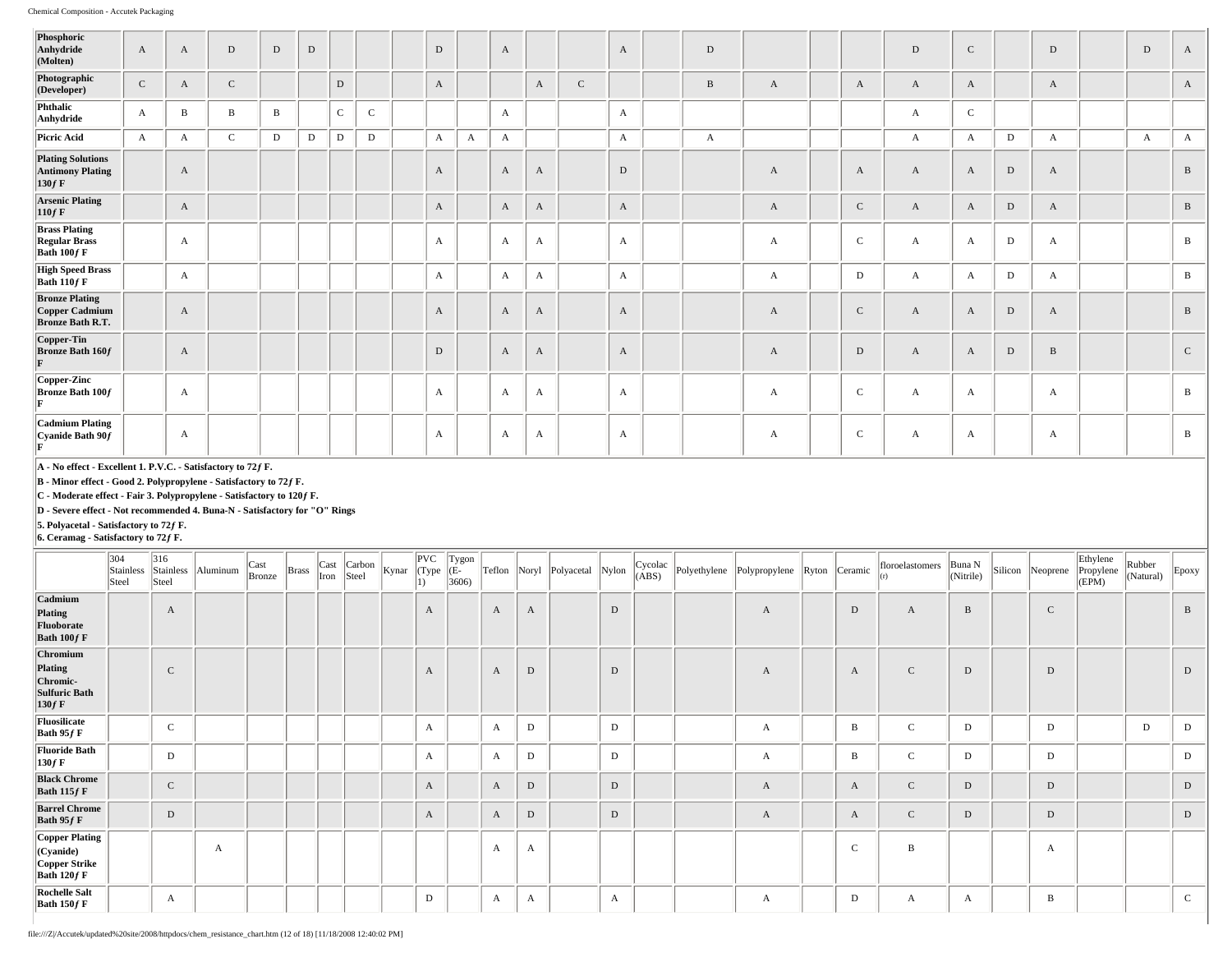| | 304 Stainless Steel | 316 Stainless Steel | Aluminum | Cast Bronze | Brass | Cast Iron | Carbon Steel | Kynar | PVC (Type 1) | Tygon (E-3606) | Teflon | Noryl | Polyacetal | Nylon | Cycolac (ABS) | Polyethylene | Polypropylene | Ryton | Ceramic | floroelastomers (r) | Buna N (Nitrile) | Silicon | Neoprene | Ethylene Propylene (EPM) | Rubber (Natural) | Epoxy |
|---|---|---|---|---|---|---|---|---|---|---|---|---|---|---|---|---|---|---|---|---|---|---|---|---|---|---|
| **Phosphoric Anhydride (Molten)** | A | A | D | D | D | | | | D | | A | | | A | | D | | | | D | C | | D | | D | A |
| **Photographic (Developer)** | C | A | C | | | D | | | A | | | A | C | | | B | A | | A | A | A | | A | | | A |
| **Phthalic Anhydride** | A | B | B | B | | C | C | | | | A | | | A | | | | | | A | C | | | | | |
| **Picric Acid** | A | A | C | D | D | D | D | | A | A | A | | | A | | A | | | | A | A | D | A | | A | A |
| **Plating Solutions Antimony Plating 130ƒ F** | | A | | | | | | | A | | A | A | | D | | | A | | A | A | A | D | A | | | B |
| **Arsenic Plating 110ƒ F** | | A | | | | | | | A | | A | A | | A | | | A | | C | A | A | D | A | | | B |
| **Brass Plating Regular Brass Bath 100ƒ F** | | A | | | | | | | A | | A | A | | A | | | A | | C | A | A | D | A | | | B |
| **High Speed Brass Bath 110ƒ F** | | A | | | | | | | A | | A | A | | A | | | A | | D | A | A | D | A | | | B |
| **Bronze Plating Copper Cadmium Bronze Bath R.T.** | | A | | | | | | | A | | A | A | | A | | | A | | C | A | A | D | A | | | B |
| **Copper-Tin Bronze Bath 160ƒ F** | | A | | | | | | | D | | A | A | | A | | | A | | D | A | A | D | B | | | C |
| **Copper-Zinc Bronze Bath 100ƒ F** | | A | | | | | | | A | | A | A | | A | | | A | | C | A | A | | A | | | B |
| **Cadmium Plating Cyanide Bath 90ƒ F** | | A | | | | | | | A | | A | A | | A | | | A | | C | A | A | | A | | | B |

**A - No effect - Excellent 1. P.V.C. - Satisfactory to 72ƒ F.**
**B - Minor effect - Good 2. Polypropylene - Satisfactory to 72ƒ F.**
**C - Moderate effect - Fair 3. Polypropylene - Satisfactory to 120ƒ F.**
**D - Severe effect - Not recommended 4. Buna-N - Satisfactory for "O" Rings**
**5. Polyacetal - Satisfactory to 72ƒ F.**
**6. Ceramag - Satisfactory to 72ƒ F.**

| | 304 Stainless Steel | 316 Stainless Steel | Aluminum | Cast Bronze | Brass | Cast Iron | Carbon Steel | Kynar | PVC (Type 1) | Tygon (E-3606) | Teflon | Noryl | Polyacetal | Nylon | Cycolac (ABS) | Polyethylene | Polypropylene | Ryton | Ceramic | floroelastomers (r) | Buna N (Nitrile) | Silicon | Neoprene | Ethylene Propylene (EPM) | Rubber (Natural) | Epoxy |
|---|---|---|---|---|---|---|---|---|---|---|---|---|---|---|---|---|---|---|---|---|---|---|---|---|---|---|
| **Cadmium Plating Fluoborate Bath 100ƒ F** | | A | | | | | | | A | | A | A | | D | | | A | | D | A | B | | C | | | B |
| **Chromium Plating Chromic-Sulfuric Bath 130ƒ F** | | C | | | | | | | A | | A | D | | D | | | A | | A | C | D | | D | | | D |
| **Fluosilicate Bath 95ƒ F** | | C | | | | | | | A | | A | D | | D | | | A | | B | C | D | | D | | D | D |
| **Fluoride Bath 130ƒ F** | | D | | | | | | | A | | A | D | | D | | | A | | B | C | D | | D | | | D |
| **Black Chrome Bath 115ƒ F** | | C | | | | | | | A | | A | D | | D | | | A | | A | C | D | | D | | | D |
| **Barrel Chrome Bath 95ƒ F** | | D | | | | | | | A | | A | D | | D | | | A | | A | C | D | | D | | | D |
| **Copper Plating (Cyanide) Copper Strike Bath 120ƒ F** | | | A | | | | | | | | A | A | | | | | | | C | B | | | A | | | |
| **Rochelle Salt Bath 150ƒ F** | | A | | | | | | | D | | A | A | | A | | | A | | D | A | A | | B | | | C |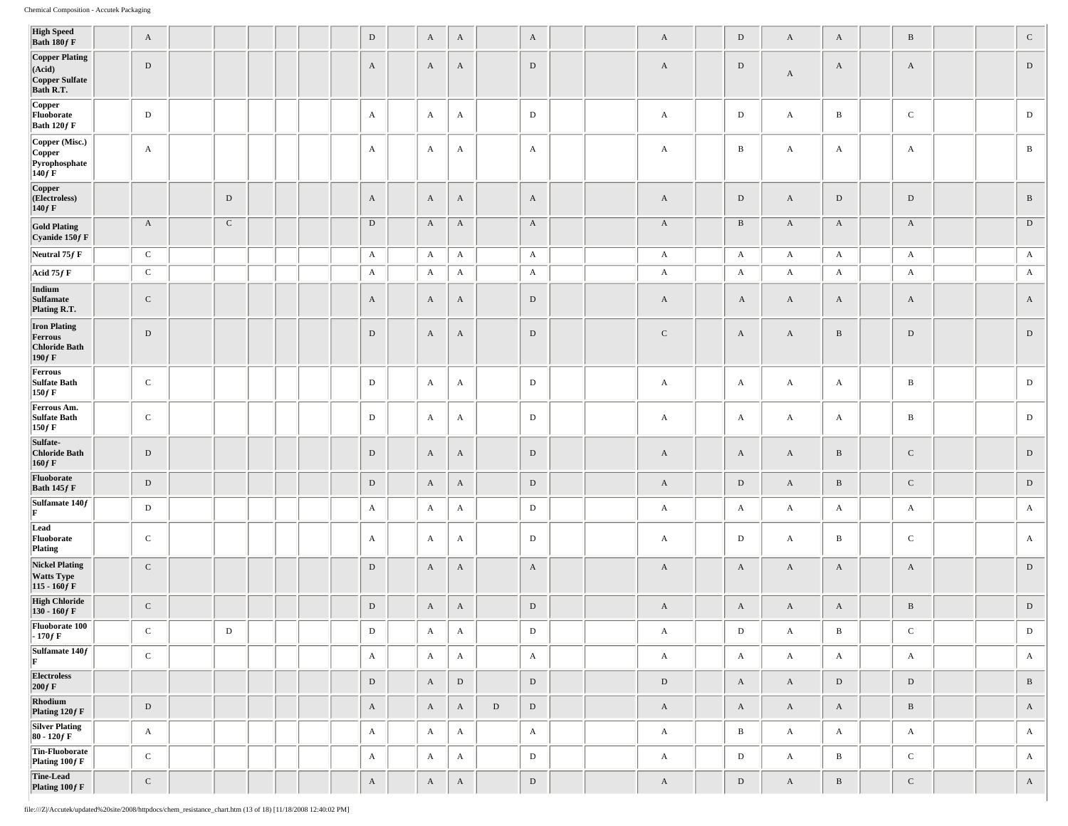| | | | | | | | | | | | | | | | | | | | | | | | | | | |
|---|---|---|---|---|---|---|---|---|---|---|---|---|---|---|---|---|---|---|---|---|---|---|---|---|---|---|
| **High Speed Bath 180ƒ F** | | A | | | | | | | D | | A | A | | A | | | A | | D | A | A | | B | | | C |
| **Copper Plating (Acid) Copper Sulfate Bath R.T.** | | D | | | | | | | A | | A | A | | D | | | A | | D | A | A | | A | | | D |
| **Copper Fluoborate Bath 120ƒ F** | | D | | | | | | | A | | A | A | | D | | | A | | D | A | B | | C | | | D |
| **Copper (Misc.) Copper Pyrophosphate 140ƒ F** | | A | | | | | | | A | | A | A | | A | | | A | | B | A | A | | A | | | B |
| **Copper (Electroless) 140ƒ F** | | | | D | | | | | A | | A | A | | A | | | A | | D | A | D | | D | | | B |
| **Gold Plating Cyanide 150ƒ F** | | A | | C | | | | | D | | A | A | | A | | | A | | B | A | A | | A | | | D |
| **Neutral 75ƒ F** | | C | | | | | | | A | | A | A | | A | | | A | | A | A | A | | A | | | A |
| **Acid 75ƒ F** | | C | | | | | | | A | | A | A | | A | | | A | | A | A | A | | A | | | A |
| **Indium Sulfamate Plating R.T.** | | C | | | | | | | A | | A | A | | D | | | A | | A | A | A | | A | | | A |
| **Iron Plating Ferrous Chloride Bath 190ƒ F** | | D | | | | | | | D | | A | A | | D | | | C | | A | A | B | | D | | | D |
| **Ferrous Sulfate Bath 150ƒ F** | | C | | | | | | | D | | A | A | | D | | | A | | A | A | A | | B | | | D |
| **Ferrous Am. Sulfate Bath 150ƒ F** | | C | | | | | | | D | | A | A | | D | | | A | | A | A | A | | B | | | D |
| **Sulfate-Chloride Bath 160ƒ F** | | D | | | | | | | D | | A | A | | D | | | A | | A | A | B | | C | | | D |
| **Fluoborate Bath 145ƒ F** | | D | | | | | | | D | | A | A | | D | | | A | | D | A | B | | C | | | D |
| **Sulfamate 140ƒ F** | | D | | | | | | | A | | A | A | | D | | | A | | A | A | A | | A | | | A |
| **Lead Fluoborate Plating** | | C | | | | | | | A | | A | A | | D | | | A | | D | A | B | | C | | | A |
| **Nickel Plating Watts Type 115 - 160ƒ F** | | C | | | | | | | D | | A | A | | A | | | A | | A | A | A | | A | | | D |
| **High Chloride 130 - 160ƒ F** | | C | | | | | | | D | | A | A | | D | | | A | | A | A | A | | B | | | D |
| **Fluoborate 100 - 170ƒ F** | | C | | D | | | | | D | | A | A | | D | | | A | | D | A | B | | C | | | D |
| **Sulfamate 140ƒ F** | | C | | | | | | | A | | A | A | | A | | | A | | A | A | A | | A | | | A |
| **Electroless 200ƒ F** | | | | | | | | | D | | A | D | | D | | | D | | A | A | D | | D | | | B |
| **Rhodium Plating 120ƒ F** | | D | | | | | | | A | | A | A | D | D | | | A | | A | A | A | | B | | | A |
| **Silver Plating 80 - 120ƒ F** | | A | | | | | | | A | | A | A | | A | | | A | | B | A | A | | A | | | A |
| **Tin-Fluoborate Plating 100ƒ F** | | C | | | | | | | A | | A | A | | D | | | A | | D | A | B | | C | | | A |
| **Tine-Lead Plating 100ƒ F** | | C | | | | | | | A | | A | A | | D | | | A | | D | A | B | | C | | | A |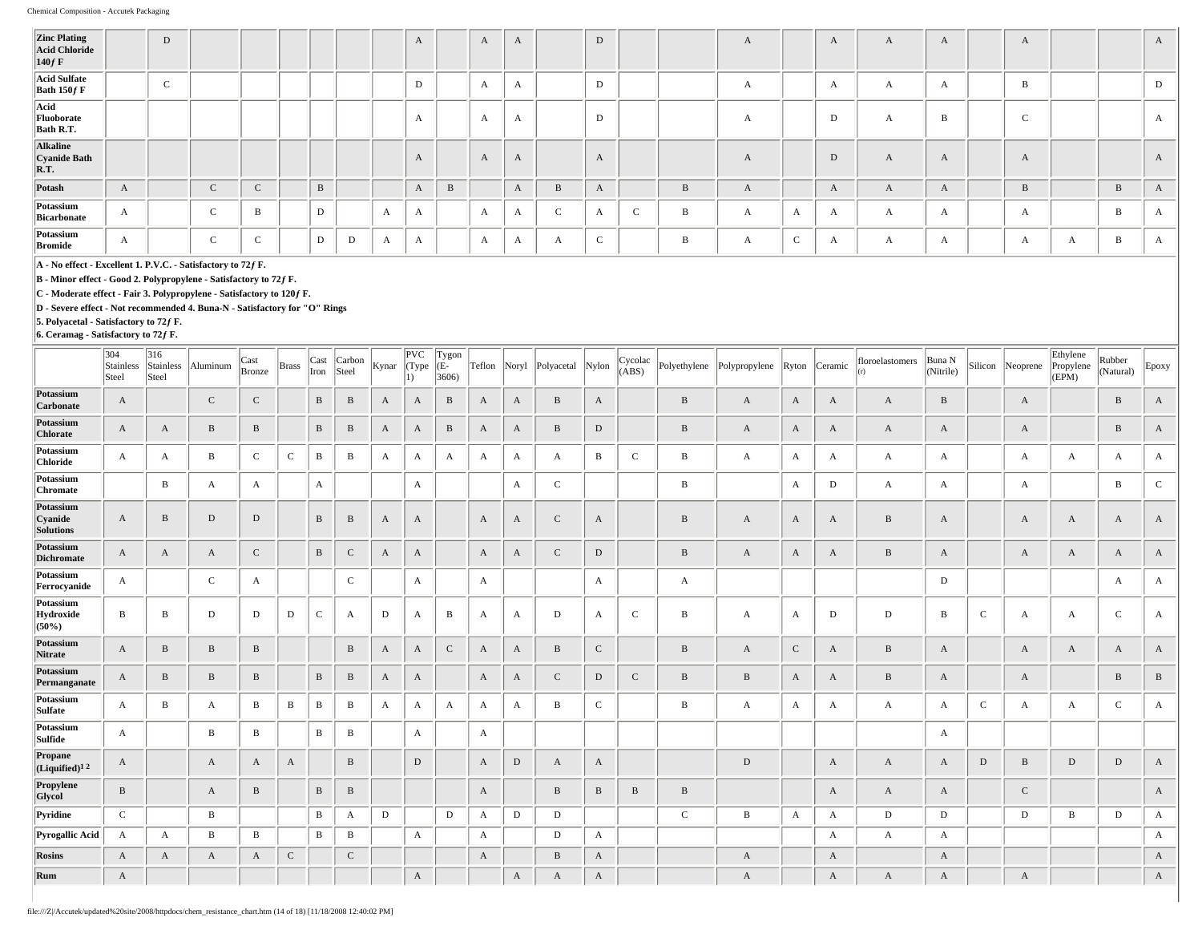| | 304 Stainless Steel | 316 Stainless Steel | Aluminum | Cast Bronze | Brass | Cast Iron | Carbon Steel | Kynar | PVC (Type 1) | Tygon (E-3606) | Teflon | Noryl | Polyacetal | Nylon | Cycolac (ABS) | Polyethylene | Polypropylene | Ryton | Ceramic | floroelastomers | Buna N (Nitrile) | Silicon | Neoprene | Ethylene Propylene (EPM) | Rubber (Natural) | Epoxy |
|---|---|---|---|---|---|---|---|---|---|---|---|---|---|---|---|---|---|---|---|---|---|---|---|---|---|---|
| **Zinc Plating Acid Chloride 140ƒF** | | D | | | | | | | A | | A | A | | D | | | A | | A | A | A | | A | | | A |
| **Acid Sulfate Bath 150ƒF** | | C | | | | | | | D | | A | A | | D | | | A | | A | A | A | | B | | | D |
| **Acid Fluoborate Bath R.T.** | | | | | | | | | A | | A | A | | D | | | A | | D | A | B | | C | | | A |
| **Alkaline Cyanide Bath R.T.** | | | | | | | | | A | | A | A | | A | | | A | | D | A | A | | A | | | A |
| **Potash** | A | | C | C | | B | | | A | B | | A | B | A | | B | A | | A | A | A | | B | | B | A |
| **Potassium Bicarbonate** | A | | C | B | | D | | A | A | | A | A | C | A | C | B | A | A | A | A | A | | A | | B | A |
| **Potassium Bromide** | A | | C | C | | D | D | A | A | | A | A | A | C | | B | A | C | A | A | A | | A | A | B | A |

A - No effect - Excellent 1. P.V.C. - Satisfactory to 72ƒF.
B - Minor effect - Good 2. Polypropylene - Satisfactory to 72ƒF.
C - Moderate effect - Fair 3. Polypropylene - Satisfactory to 120ƒF.
D - Severe effect - Not recommended 4. Buna-N - Satisfactory for "O" Rings
5. Polyacetal - Satisfactory to 72ƒF.
6. Ceramag - Satisfactory to 72ƒF.

| | 304 Stainless Steel | 316 Stainless Steel | Aluminum | Cast Bronze | Brass | Cast Iron | Carbon Steel | Kynar | PVC (Type 1) | Tygon (E-3606) | Teflon | Noryl | Polyacetal | Nylon | Cycolac (ABS) | Polyethylene | Polypropylene | Ryton | Ceramic | floroelastomers | Buna N (Nitrile) | Silicon | Neoprene | Ethylene Propylene (EPM) | Rubber (Natural) | Epoxy |
|---|---|---|---|---|---|---|---|---|---|---|---|---|---|---|---|---|---|---|---|---|---|---|---|---|---|---|
| **Potassium Carbonate** | A | | C | C | | B | B | A | A | B | A | A | B | A | | B | A | A | A | A | B | | A | | B | A |
| **Potassium Chlorate** | A | A | B | B | | B | B | A | A | B | A | A | B | D | | B | A | A | A | A | A | | A | | B | A |
| **Potassium Chloride** | A | A | B | C | C | B | B | A | A | A | A | A | A | B | C | B | A | A | A | A | A | | A | A | A | A |
| **Potassium Chromate** | | B | A | A | | A | | | A | | | A | C | | | B | | A | D | A | A | | A | | B | C |
| **Potassium Cyanide Solutions** | A | B | D | D | | B | B | A | A | | A | A | C | A | | B | A | A | A | B | A | | A | A | A | A |
| **Potassium Dichromate** | A | A | A | C | | B | C | A | A | | A | A | C | D | | B | A | A | A | B | A | | A | A | A | A |
| **Potassium Ferrocyanide** | A | | C | A | | | C | | A | | A | | | A | | A | | | | | D | | | | A | A |
| **Potassium Hydroxide (50%)** | B | B | D | D | D | C | A | D | A | B | A | A | D | A | C | B | A | A | D | D | B | C | A | A | C | A |
| **Potassium Nitrate** | A | B | B | B | | | B | A | A | C | A | A | B | C | | B | A | C | A | B | A | | A | A | A | A |
| **Potassium Permanganate** | A | B | B | B | | B | B | A | A | | A | A | C | D | C | B | B | A | A | B | A | | A | | B | B |
| **Potassium Sulfate** | A | B | A | B | B | B | B | A | A | A | A | A | B | C | | B | A | A | A | A | A | C | A | A | C | A |
| **Potassium Sulfide** | A | | B | B | | B | B | | A | | A | | | | | | | | | | A | | | | | |
| **Propane (Liquified)[1 2]** | A | | A | A | A | | B | | D | | A | D | A | A | | | D | | A | A | A | D | B | D | D | A |
| **Propylene Glycol** | B | | A | B | | B | B | | | | A | | B | B | B | B | | | A | A | A | | C | | | A |
| **Pyridine** | C | | B | | | B | A | D | | D | A | D | D | | | C | B | A | A | D | D | | D | B | D | A |
| **Pyrogallic Acid** | A | A | B | B | | B | B | | A | | A | | D | A | | | | | A | A | A | | | | | A |
| **Rosins** | A | A | A | A | C | | C | | | | A | | B | A | | | A | | A | | A | | | | | A |
| **Rum** | A | | | | | | | | A | | | A | A | A | | | A | | A | A | A | | A | | | A |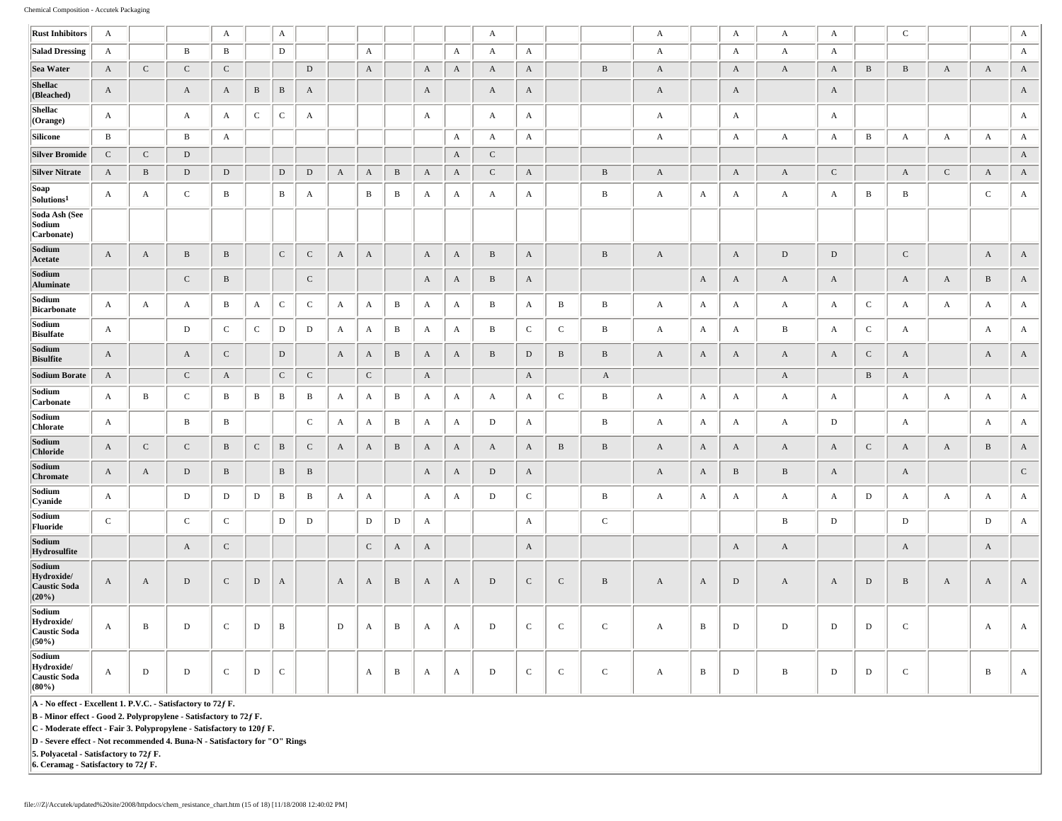| | | | | | | | | | | | | | | | | | | | | | | | | | | |
|---|---|---|---|---|---|---|---|---|---|---|---|---|---|---|---|---|---|---|---|---|---|---|---|---|---|---|
| **Rust Inhibitors** | A | | | A | | A | | | | | | | A | | | | A | | A | A | A | | C | | | A |
| **Salad Dressing** | A | | B | B | | D | | | A | | | A | A | A | | | A | | A | A | A | | | | | A |
| **Sea Water** | A | C | C | C | | | D | | A | | A | A | A | A | | B | A | | A | A | A | B | B | A | A | A |
| **Shellac (Bleached)** | A | | A | A | B | B | A | | | | A | | A | A | | | A | | A | | A | | | | | A |
| **Shellac (Orange)** | A | | A | A | C | C | A | | | | A | | A | A | | | A | | A | | A | | | | | A |
| **Silicone** | B | | B | A | | | | | | | | A | A | A | | | A | | A | A | A | B | A | A | A | A |
| **Silver Bromide** | C | C | D | | | | | | | | | A | C | | | | | | | | | | | | | A |
| **Silver Nitrate** | A | B | D | D | | D | D | A | A | B | A | A | C | A | | B | A | | A | A | C | | A | C | A | A |
| **Soap Solutions[1]** | A | A | C | B | | B | A | | B | B | A | A | A | A | | B | A | A | A | A | A | B | B | | C | A |
| **Soda Ash (See Sodium Carbonate)** | | | | | | | | | | | | | | | | | | | | | | | | | | |
| **Sodium Acetate** | A | A | B | B | | C | C | A | A | | A | A | B | A | | B | A | | A | D | D | | C | | A | A |
| **Sodium Aluminate** | | | C | B | | | C | | | | A | A | B | A | | | | A | A | A | A | | A | A | B | A |
| **Sodium Bicarbonate** | A | A | A | B | A | C | C | A | A | B | A | A | B | A | B | B | A | A | A | A | A | C | A | A | A | A |
| **Sodium Bisulfate** | A | | D | C | C | D | D | A | A | B | A | A | B | C | C | B | A | A | A | B | A | C | A | | A | A |
| **Sodium Bisulfite** | A | | A | C | | D | | A | A | B | A | A | B | D | B | B | A | A | A | A | A | C | A | | A | A |
| **Sodium Borate** | A | | C | A | | C | C | | C | | A | | | A | | A | | | | A | | B | A | | | |
| **Sodium Carbonate** | A | B | C | B | B | B | B | A | A | B | A | A | A | A | C | B | A | A | A | A | A | | A | A | A | A |
| **Sodium Chlorate** | A | | B | B | | | C | A | A | B | A | A | D | A | | B | A | A | A | A | D | | A | | A | A |
| **Sodium Chloride** | A | C | C | B | C | B | C | A | A | B | A | A | A | A | B | B | A | A | A | A | A | C | A | A | B | A |
| **Sodium Chromate** | A | A | D | B | | B | B | | | | A | A | D | A | | | A | A | B | B | A | | A | | | C |
| **Sodium Cyanide** | A | | D | D | D | B | B | A | A | | A | A | D | C | | B | A | A | A | A | A | D | A | A | A | A |
| **Sodium Fluoride** | C | | C | C | | D | D | | D | D | A | | | A | | C | | | | B | D | | D | | D | A |
| **Sodium Hydrosulfite** | | | A | C | | | | | C | A | A | | | A | | | | | A | A | | | A | | A | |
| **Sodium Hydroxide/ Caustic Soda (20%)** | A | A | D | C | D | A | | A | A | B | A | A | D | C | C | B | A | A | D | A | A | D | B | A | A | A |
| **Sodium Hydroxide/ Caustic Soda (50%)** | A | B | D | C | D | B | | D | A | B | A | A | D | C | C | C | A | B | D | D | D | D | C | | A | A |
| **Sodium Hydroxide/ Caustic Soda (80%)** | A | D | D | C | D | C | | | A | B | A | A | D | C | C | C | A | B | D | B | D | D | C | | B | A |

**A - No effect - Excellent 1. P.V.C. - Satisfactory to 72ƒ F.**
**B - Minor effect - Good 2. Polypropylene - Satisfactory to 72ƒ F.**
**C - Moderate effect - Fair 3. Polypropylene - Satisfactory to 120ƒ F.**
**D - Severe effect - Not recommended 4. Buna-N - Satisfactory for "O" Rings**
**5. Polyacetal - Satisfactory to 72ƒ F.**
**6. Ceramag - Satisfactory to 72ƒ F.**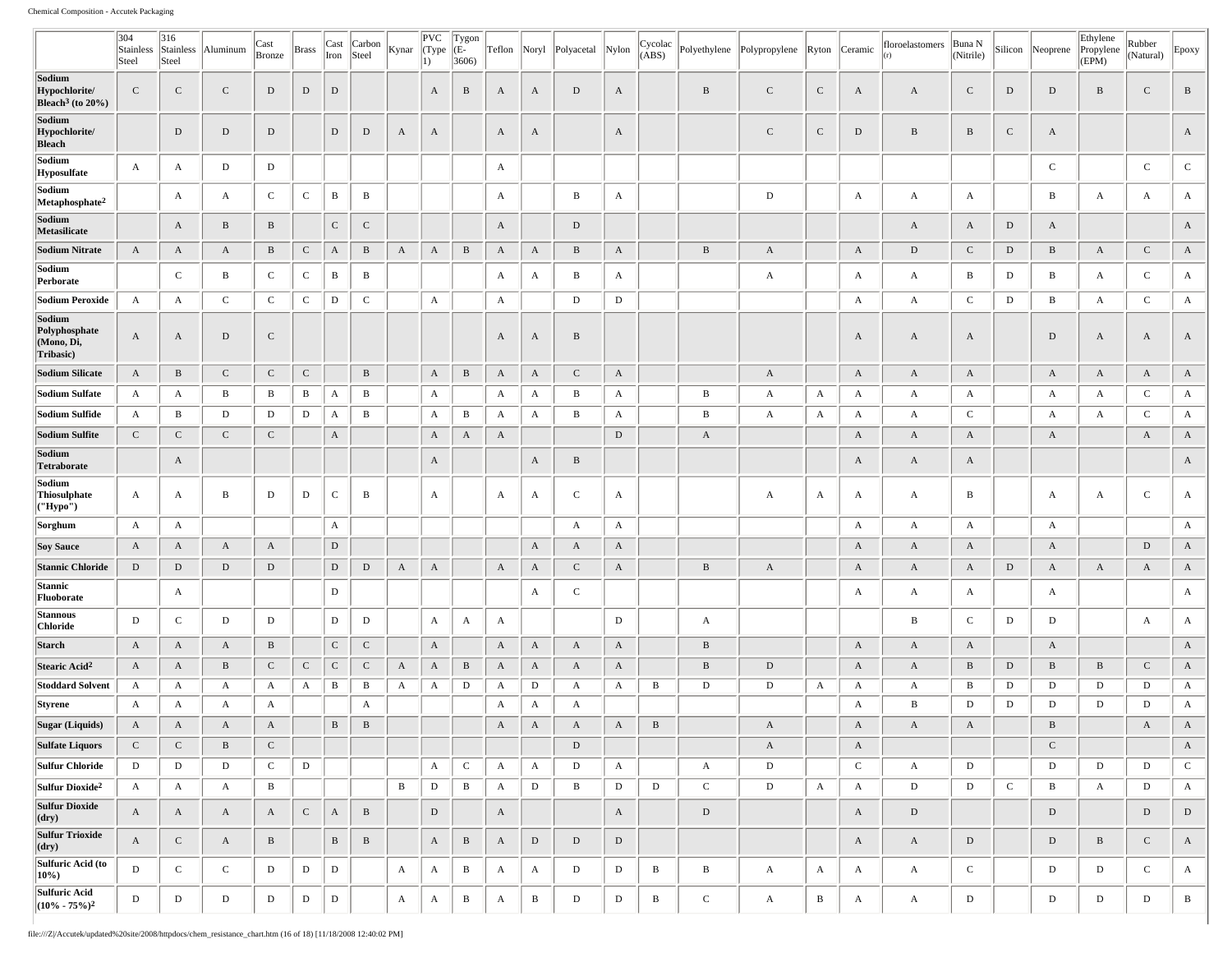| | 304 Stainless Steel | 316 Stainless Steel | Aluminum | Cast Bronze | Brass | Cast Iron | Carbon Steel | Kynar | PVC (Type 1) | Tygon (E-3606) | Teflon | Noryl | Polyacetal | Nylon | Cycolac (ABS) | Polyethylene | Polypropylene | Ryton | Ceramic | floroelastomers (r) | Buna N (Nitrile) | Silicon | Neoprene | Ethylene Propylene (EPM) | Rubber (Natural) | Epoxy |
|---|---|---|---|---|---|---|---|---|---|---|---|---|---|---|---|---|---|---|---|---|---|---|---|---|---|---|
| **Sodium Hypochlorite/ Bleach[3] (to 20%)** | C | C | C | D | D | D | | | A | B | A | A | D | A | | B | C | C | A | A | C | D | D | B | C | B |
| **Sodium Hypochlorite/ Bleach** | | D | D | D | | D | D | A | A | | A | A | | A | | | C | C | D | B | B | C | A | | | A |
| **Sodium Hyposulfate** | A | A | D | D | | | | | | | A | | | | | | | | | | | | C | | C | C |
| **Sodium Metaphosphate[2]** | | A | A | C | C | B | B | | | | A | | B | A | | | D | | A | A | A | | B | A | A | A |
| **Sodium Metasilicate** | | A | B | B | | C | C | | | | A | | D | | | | | | | A | A | D | A | | | A |
| **Sodium Nitrate** | A | A | A | B | C | A | B | A | A | B | A | A | B | A | | B | A | | A | D | C | D | B | A | C | A |
| **Sodium Perborate** | | C | B | C | C | B | B | | | | A | A | B | A | | | A | | A | A | B | D | B | A | C | A |
| **Sodium Peroxide** | A | A | C | C | C | D | C | | A | | A | | D | D | | | | | A | A | C | D | B | A | C | A |
| **Sodium Polyphosphate (Mono, Di, Tribasic)** | A | A | D | C | | | | | | | A | A | B | | | | | | A | A | A | | D | A | A | A |
| **Sodium Silicate** | A | B | C | C | C | | B | | A | B | A | A | C | A | | | A | | A | A | A | | A | A | A | A |
| **Sodium Sulfate** | A | A | B | B | B | A | B | | A | | A | A | B | A | | B | A | A | A | A | A | | A | A | C | A |
| **Sodium Sulfide** | A | B | D | D | D | A | B | | A | B | A | A | B | A | | B | A | A | A | A | C | | A | A | C | A |
| **Sodium Sulfite** | C | C | C | C | | A | | | A | A | A | | | D | | A | | | A | A | A | | A | | A | A |
| **Sodium Tetraborate** | | A | | | | | | | A | | | A | B | | | | | | A | A | A | | | | | A |
| **Sodium Thiosulphate ("Hypo")** | A | A | B | D | D | C | B | | A | | A | A | C | A | | | A | A | A | A | B | | A | A | C | A |
| **Sorghum** | A | A | | | | A | | | | | | | A | A | | | | | A | A | A | | A | | | A |
| **Soy Sauce** | A | A | A | A | | D | | | | | | A | A | A | | | | | A | A | A | | A | | D | A |
| **Stannic Chloride** | D | D | D | D | | D | D | A | A | | A | A | C | A | | B | A | | A | A | A | D | A | A | A | A |
| **Stannic Fluoborate** | | A | | | | D | | | | | | A | C | | | | | | A | A | A | | A | | | A |
| **Stannous Chloride** | D | C | D | D | | D | D | | A | A | A | | | D | | A | | | | B | C | D | D | | A | A |
| **Starch** | A | A | A | B | | C | C | | A | | A | A | A | A | | B | | | A | A | A | | A | | | A |
| **Stearic Acid[2]** | A | A | B | C | C | C | C | A | A | B | A | A | A | A | | B | D | | A | A | B | D | B | B | C | A |
| **Stoddard Solvent** | A | A | A | A | A | B | B | A | A | D | A | D | A | A | B | D | D | A | A | A | B | D | D | D | D | A |
| **Styrene** | A | A | A | A | | | A | | | | A | A | A | | | | | | A | B | D | D | D | D | D | A |
| **Sugar (Liquids)** | A | A | A | A | | B | B | | | | A | A | A | A | B | | A | | A | A | A | | B | | A | A |
| **Sulfate Liquors** | C | C | B | C | | | | | | | | | D | | | | A | | A | | | | C | | | A |
| **Sulfur Chloride** | D | D | D | C | D | | | | A | C | A | A | D | A | | A | D | | C | A | D | | D | D | D | C |
| **Sulfur Dioxide[2]** | A | A | A | B | | | | B | D | B | A | D | B | D | D | C | D | A | A | D | D | C | B | A | D | A |
| **Sulfur Dioxide (dry)** | A | A | A | A | C | A | B | | D | | A | | | A | | D | | | A | D | | | D | | D | D |
| **Sulfur Trioxide (dry)** | A | C | A | B | | B | B | | A | B | A | D | D | D | | | | | A | A | D | | D | B | C | A |
| **Sulfuric Acid (to 10%)** | D | C | C | D | D | D | | A | A | B | A | A | D | D | B | B | A | A | A | A | C | | D | D | C | A |
| **Sulfuric Acid (10% - 75%)[2]** | D | D | D | D | D | D | | A | A | B | A | B | D | D | B | C | A | B | A | A | D | | D | D | D | B |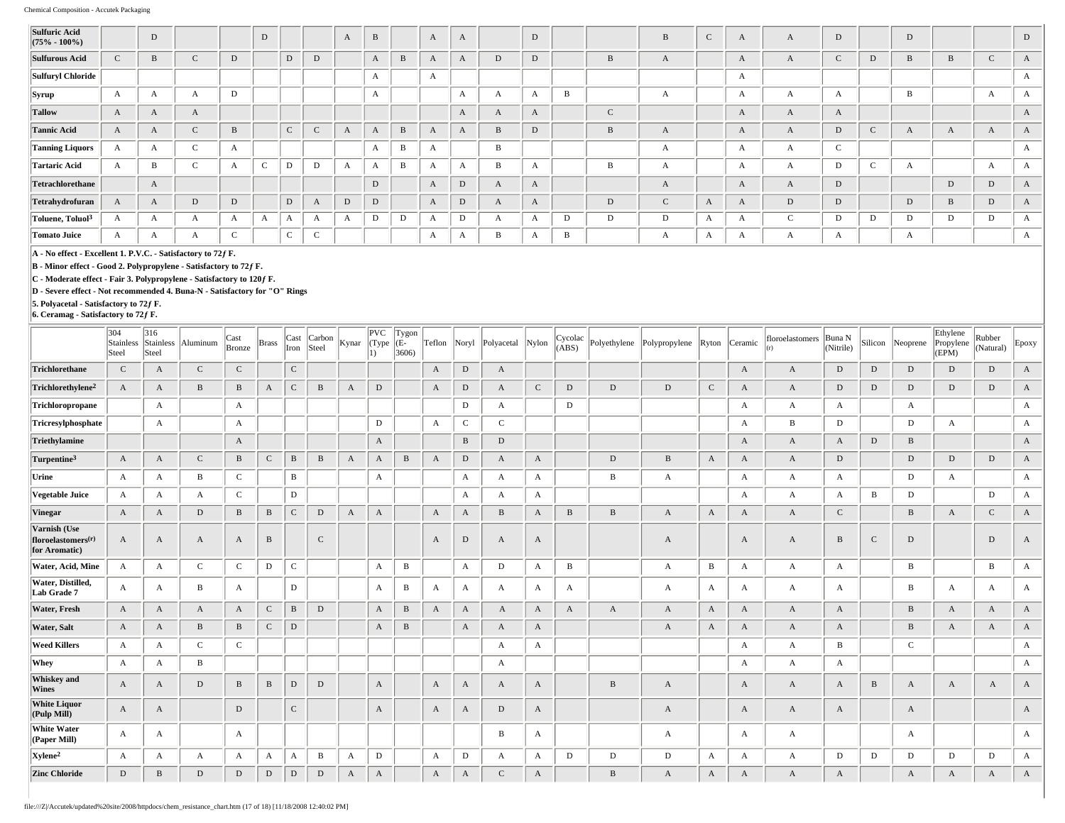| | 304 Stainless Steel | 316 Stainless Steel | Aluminum | Cast Bronze | Brass | Cast Iron | Carbon Steel | Kynar | PVC (Type 1) | Tygon (E-3606) | Teflon | Noryl | Polyacetal | Nylon | Cycolac (ABS) | Polyethylene | Polypropylene | Ryton | Ceramic | floroelastomers (r) | Buna N (Nitrile) | Silicon | Neoprene | Ethylene Propylene (EPM) | Rubber (Natural) | Epoxy |
|---|---|---|---|---|---|---|---|---|---|---|---|---|---|---|---|---|---|---|---|---|---|---|---|---|---|---|
| **Sulfuric Acid (75% - 100%)** | | D | | | D | | | A | B | | A | A | | D | | | B | C | A | A | D | | D | | | D |
| **Sulfurous Acid** | C | B | C | D | | D | D | | A | B | A | A | D | D | | B | A | | A | A | C | D | B | B | C | A |
| **Sulfuryl Chloride** | | | | | | | | | A | | A | | | | | | | | A | | | | | | | A |
| **Syrup** | A | A | A | D | | | | | A | | | A | A | A | B | | A | | A | A | A | | B | | A | A |
| **Tallow** | A | A | A | | | | | | | | | A | A | A | | C | | | A | A | A | | | | | A |
| **Tannic Acid** | A | A | C | B | | C | C | A | A | B | A | A | B | D | | B | A | | A | A | D | C | A | A | A | A |
| **Tanning Liquors** | A | A | C | A | | | | | A | B | A | | B | | | | A | | A | A | C | | | | | A |
| **Tartaric Acid** | A | B | C | A | C | D | D | A | A | B | A | A | B | A | | B | A | | A | A | D | C | A | | A | A |
| **Tetrachlorethane** | | A | | | | | | | D | | A | D | A | A | | | A | | A | A | D | | | D | D | A |
| **Tetrahydrofuran** | A | A | D | D | | D | A | D | D | | A | D | A | A | | D | C | A | A | D | D | | D | B | D | A |
| **Toluene, Toluol[3]** | A | A | A | A | A | A | A | A | D | D | A | D | A | A | D | D | D | A | A | C | D | D | D | D | D | A |
| **Tomato Juice** | A | A | A | C | | C | C | | | | A | A | B | A | B | | A | A | A | A | A | | A | | | A |

**A - No effect - Excellent 1. P.V.C. - Satisfactory to 72ƒ F.**
**B - Minor effect - Good 2. Polypropylene - Satisfactory to 72ƒ F.**
**C - Moderate effect - Fair 3. Polypropylene - Satisfactory to 120ƒ F.**
**D - Severe effect - Not recommended 4. Buna-N - Satisfactory for "O" Rings**
**5. Polyacetal - Satisfactory to 72ƒ F.**
**6. Ceramag - Satisfactory to 72ƒ F.**

| | 304 Stainless Steel | 316 Stainless Steel | Aluminum | Cast Bronze | Brass | Cast Iron | Carbon Steel | Kynar | PVC (Type 1) | Tygon (E-3606) | Teflon | Noryl | Polyacetal | Nylon | Cycolac (ABS) | Polyethylene | Polypropylene | Ryton | Ceramic | floroelastomers (r) | Buna N (Nitrile) | Silicon | Neoprene | Ethylene Propylene (EPM) | Rubber (Natural) | Epoxy |
|---|---|---|---|---|---|---|---|---|---|---|---|---|---|---|---|---|---|---|---|---|---|---|---|---|---|---|
| **Trichlorethane** | C | A | C | C | | C | | | | | A | D | A | | | | | | A | A | D | D | D | D | D | A |
| **Trichlorethylene[2]** | A | A | B | B | A | C | B | A | D | | A | D | A | C | D | D | D | C | A | A | D | D | D | D | D | A |
| **Trichloropropane** | | A | | A | | | | | | | | D | A | | D | | | | A | A | A | | A | | | A |
| **Tricresylphosphate** | | A | | A | | | | | D | | A | C | C | | | | | | A | B | D | | D | A | | A |
| **Triethylamine** | | | | A | | | | | A | | | B | D | | | | | | A | A | A | D | B | | | A |
| **Turpentine[3]** | A | A | C | B | C | B | B | A | A | B | A | D | A | A | | D | B | A | A | A | D | | D | D | D | A |
| **Urine** | A | A | B | C | | B | | | A | | | A | A | A | | B | A | | A | A | A | | D | A | | A |
| **Vegetable Juice** | A | A | A | C | | D | | | | | | A | A | A | | | | | A | A | A | B | D | | D | A |
| **Vinegar** | A | A | D | B | B | C | D | A | A | | A | A | B | A | B | B | A | A | A | A | C | | B | A | C | A |
| **Varnish (Use floroelastomers(r) for Aromatic)** | A | A | A | A | B | | C | | | | A | D | A | A | | | A | | A | A | B | C | D | | D | A |
| **Water, Acid, Mine** | A | A | C | C | D | C | | | A | B | | A | D | A | B | | A | B | A | A | A | | B | | B | A |
| **Water, Distilled, Lab Grade 7** | A | A | B | A | | D | | | A | B | A | A | A | A | A | | A | A | A | A | A | | B | A | A | A |
| **Water, Fresh** | A | A | A | A | C | B | D | | A | B | A | A | A | A | A | A | A | A | A | A | A | | B | A | A | A |
| **Water, Salt** | A | A | B | B | C | D | | | A | B | | A | A | A | | | A | A | A | A | A | | B | A | A | A |
| **Weed Killers** | A | A | C | C | | | | | | | | | A | A | | | | | A | A | B | | C | | | A |
| **Whey** | A | A | B | | | | | | | | | | A | | | | | | A | A | A | | | | | A |
| **Whiskey and Wines** | A | A | D | B | B | D | D | | A | | A | A | A | A | | B | A | | A | A | A | B | A | A | A | A |
| **White Liquor (Pulp Mill)** | A | A | | D | | C | | | A | | A | A | D | A | | | A | | A | A | A | | A | | | A |
| **White Water (Paper Mill)** | A | A | | A | | | | | | | | | B | A | | | A | | A | A | | | A | | | A |
| **Xylene[2]** | A | A | A | A | A | A | B | A | D | | A | D | A | A | D | D | D | A | A | A | D | D | D | D | D | A |
| **Zinc Chloride** | D | B | D | D | D | D | D | A | A | | A | A | C | A | | B | A | A | A | A | A | | A | A | A | A |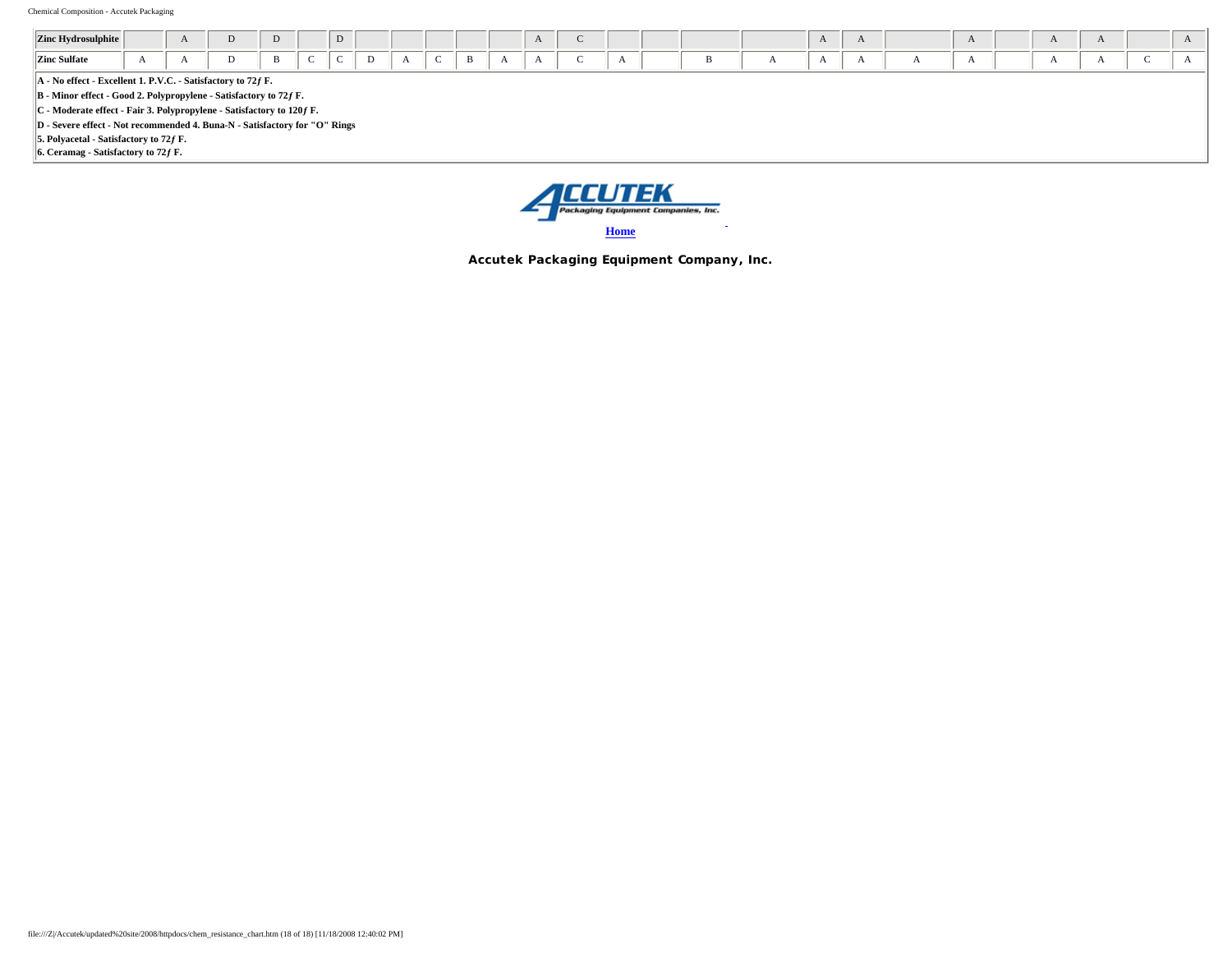| | | | | | | | | | | | | | | | | | | | | | | | | | | |
|---|---|---|---|---|---|---|---|---|---|---|---|---|---|---|---|---|---|---|---|---|---|---|---|---|---|---|
| **Zinc Hydrosulphite** | | A | D | D | | D | | | | | | A | C | | | | | A | A | | A | | A | A | | A |
| **Zinc Sulfate** | A | A | D | B | C | C | D | A | C | B | A | A | C | A | | B | A | A | A | A | A | | A | A | C | A |

**A - No effect - Excellent 1. P.V.C. - Satisfactory to 72ƒ F.**
**B - Minor effect - Good 2. Polypropylene - Satisfactory to 72ƒ F.**
**C - Moderate effect - Fair 3. Polypropylene - Satisfactory to 120ƒ F.**
**D - Severe effect - Not recommended 4. Buna-N - Satisfactory for "O" Rings**
**5. Polyacetal - Satisfactory to 72ƒ F.**
**6. Ceramag - Satisfactory to 72ƒ F.**

ACCUTEK Packaging Equipment Companies, Inc.

**Home**

**Accutek Packaging Equipment Company, Inc.**